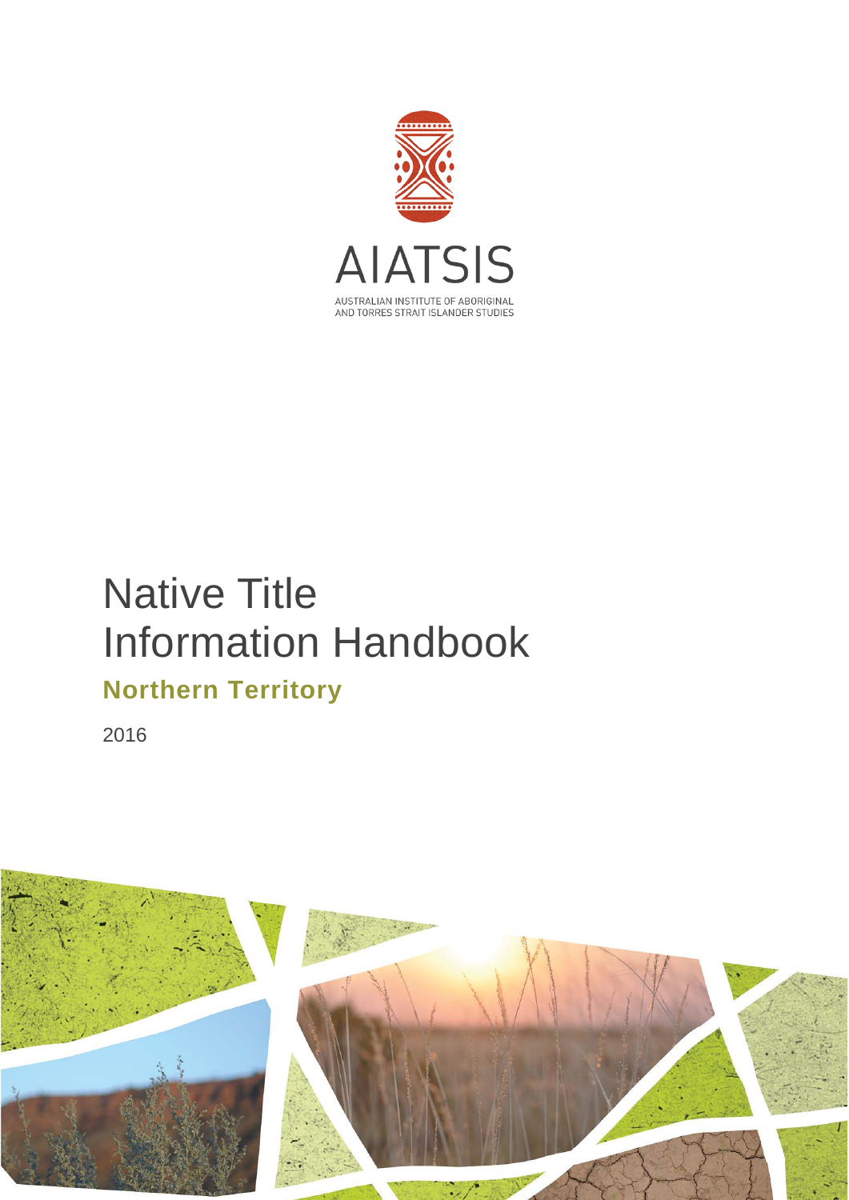AIATSIS

AUSTRALIAN INSTITUTE OF ABORIGINAL AND TORRES STRAIT ISLANDER STUDIES

# Native Title Information Handbook

## Northern Territory

2016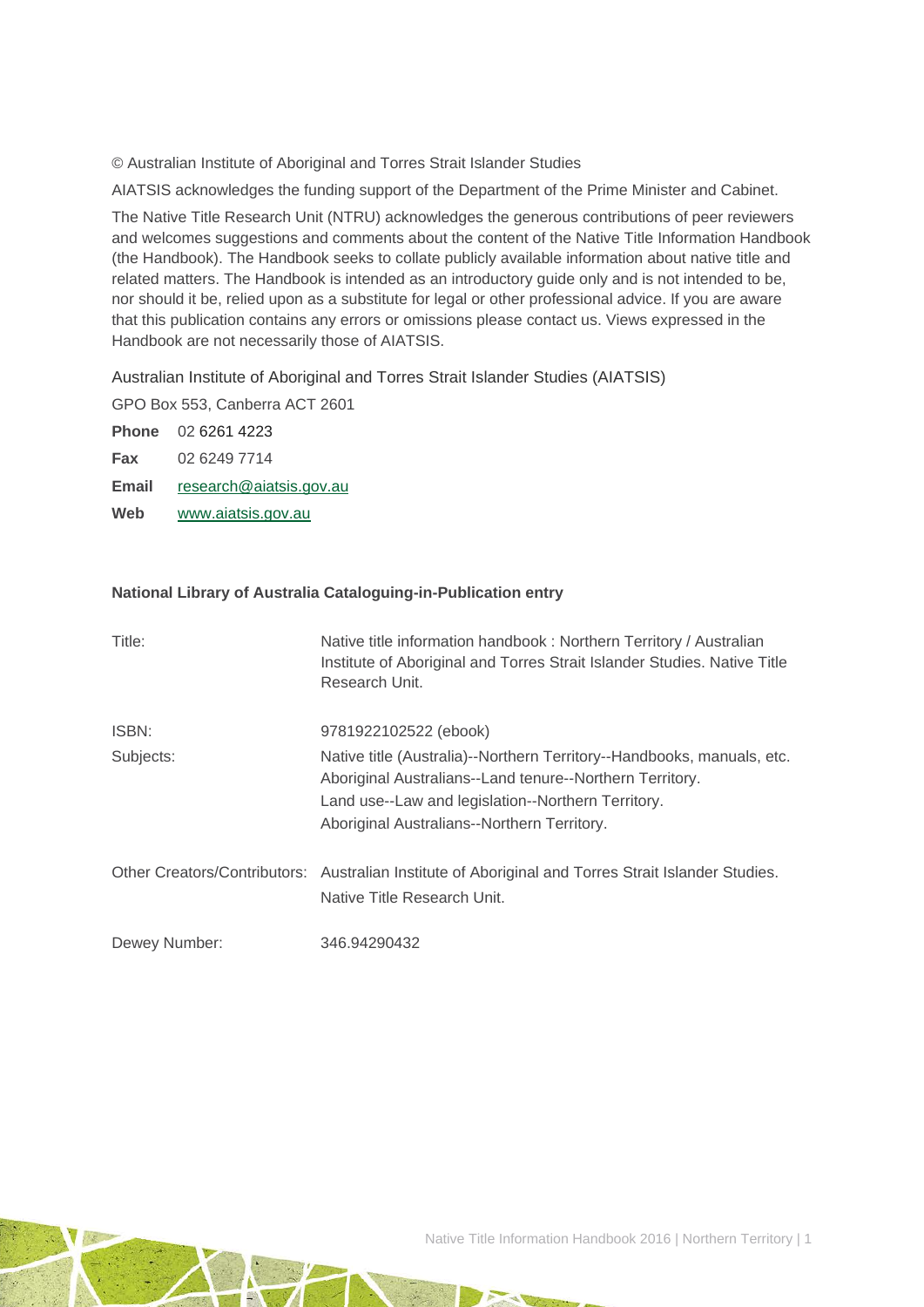© Australian Institute of Aboriginal and Torres Strait Islander Studies

AIATSIS acknowledges the funding support of the Department of the Prime Minister and Cabinet.

The Native Title Research Unit (NTRU) acknowledges the generous contributions of peer reviewers and welcomes suggestions and comments about the content of the Native Title Information Handbook (the Handbook). The Handbook seeks to collate publicly available information about native title and related matters. The Handbook is intended as an introductory guide only and is not intended to be, nor should it be, relied upon as a substitute for legal or other professional advice. If you are aware that this publication contains any errors or omissions please contact us. Views expressed in the Handbook are not necessarily those of AIATSIS.

Australian Institute of Aboriginal and Torres Strait Islander Studies (AIATSIS)

GPO Box 553, Canberra ACT 2601

**Phone** 02 6261 4223

**Fax** 02 6249 7714

**Email** research@aiatsis.gov.au

**Web** www.aiatsis.gov.au

**National Library of Australia Cataloguing-in-Publication entry**

| | |
|---|---|
| Title: | Native title information handbook : Northern Territory / Australian Institute of Aboriginal and Torres Strait Islander Studies. Native Title Research Unit. |
| ISBN: | 9781922102522 (ebook) |
| Subjects: | Native title (Australia)--Northern Territory--Handbooks, manuals, etc.<br>Aboriginal Australians--Land tenure--Northern Territory.<br>Land use--Law and legislation--Northern Territory.<br>Aboriginal Australians--Northern Territory. |
| Other Creators/Contributors: | Australian Institute of Aboriginal and Torres Strait Islander Studies. Native Title Research Unit. |
| Dewey Number: | 346.94290432 |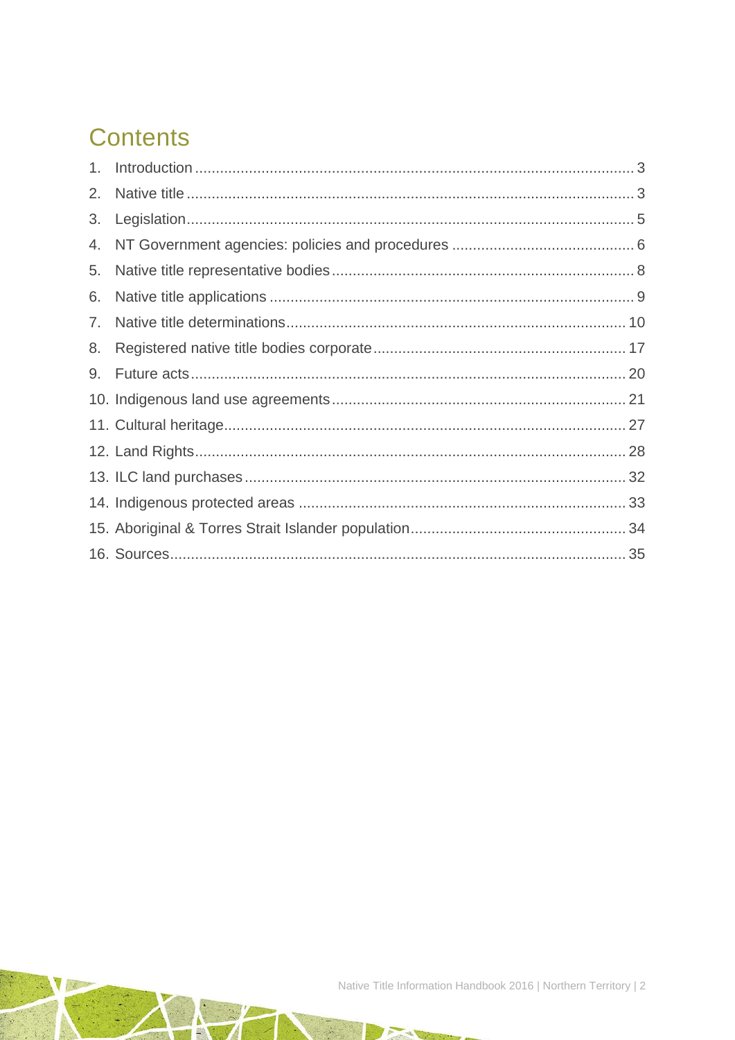## Contents

1. Introduction ..... 3
2. Native title ..... 3
3. Legislation ..... 5
4. NT Government agencies: policies and procedures ..... 6
5. Native title representative bodies ..... 8
6. Native title applications ..... 9
7. Native title determinations ..... 10
8. Registered native title bodies corporate ..... 17
9. Future acts ..... 20
10. Indigenous land use agreements ..... 21
11. Cultural heritage ..... 27
12. Land Rights ..... 28
13. ILC land purchases ..... 32
14. Indigenous protected areas ..... 33
15. Aboriginal & Torres Strait Islander population ..... 34
16. Sources ..... 35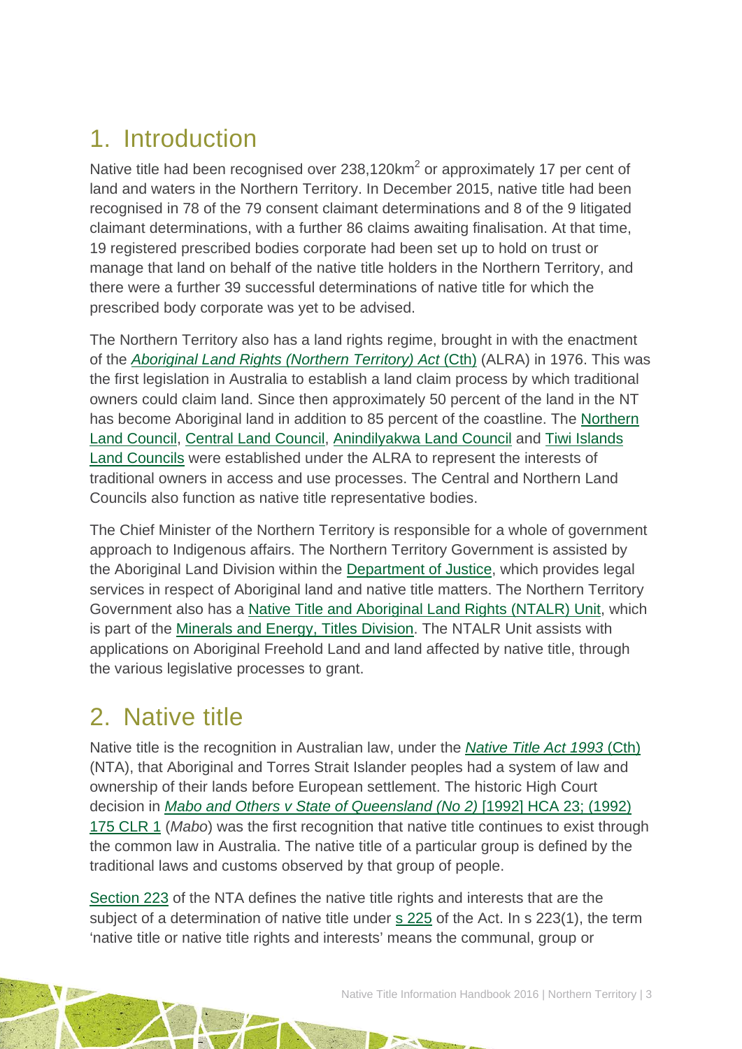## 1. Introduction

Native title had been recognised over 238,120km$^2$ or approximately 17 per cent of land and waters in the Northern Territory. In December 2015, native title had been recognised in 78 of the 79 consent claimant determinations and 8 of the 9 litigated claimant determinations, with a further 86 claims awaiting finalisation. At that time, 19 registered prescribed bodies corporate had been set up to hold on trust or manage that land on behalf of the native title holders in the Northern Territory, and there were a further 39 successful determinations of native title for which the prescribed body corporate was yet to be advised.

The Northern Territory also has a land rights regime, brought in with the enactment of the *Aboriginal Land Rights (Northern Territory) Act* (Cth) (ALRA) in 1976. This was the first legislation in Australia to establish a land claim process by which traditional owners could claim land. Since then approximately 50 percent of the land in the NT has become Aboriginal land in addition to 85 percent of the coastline. The Northern Land Council, Central Land Council, Anindilyakwa Land Council and Tiwi Islands Land Councils were established under the ALRA to represent the interests of traditional owners in access and use processes. The Central and Northern Land Councils also function as native title representative bodies.

The Chief Minister of the Northern Territory is responsible for a whole of government approach to Indigenous affairs. The Northern Territory Government is assisted by the Aboriginal Land Division within the Department of Justice, which provides legal services in respect of Aboriginal land and native title matters. The Northern Territory Government also has a Native Title and Aboriginal Land Rights (NTALR) Unit, which is part of the Minerals and Energy, Titles Division. The NTALR Unit assists with applications on Aboriginal Freehold Land and land affected by native title, through the various legislative processes to grant.

## 2. Native title

Native title is the recognition in Australian law, under the *Native Title Act 1993* (Cth) (NTA), that Aboriginal and Torres Strait Islander peoples had a system of law and ownership of their lands before European settlement. The historic High Court decision in *Mabo and Others v State of Queensland (No 2)* [1992] HCA 23; (1992) 175 CLR 1 (*Mabo*) was the first recognition that native title continues to exist through the common law in Australia. The native title of a particular group is defined by the traditional laws and customs observed by that group of people.

Section 223 of the NTA defines the native title rights and interests that are the subject of a determination of native title under s 225 of the Act. In s 223(1), the term 'native title or native title rights and interests' means the communal, group or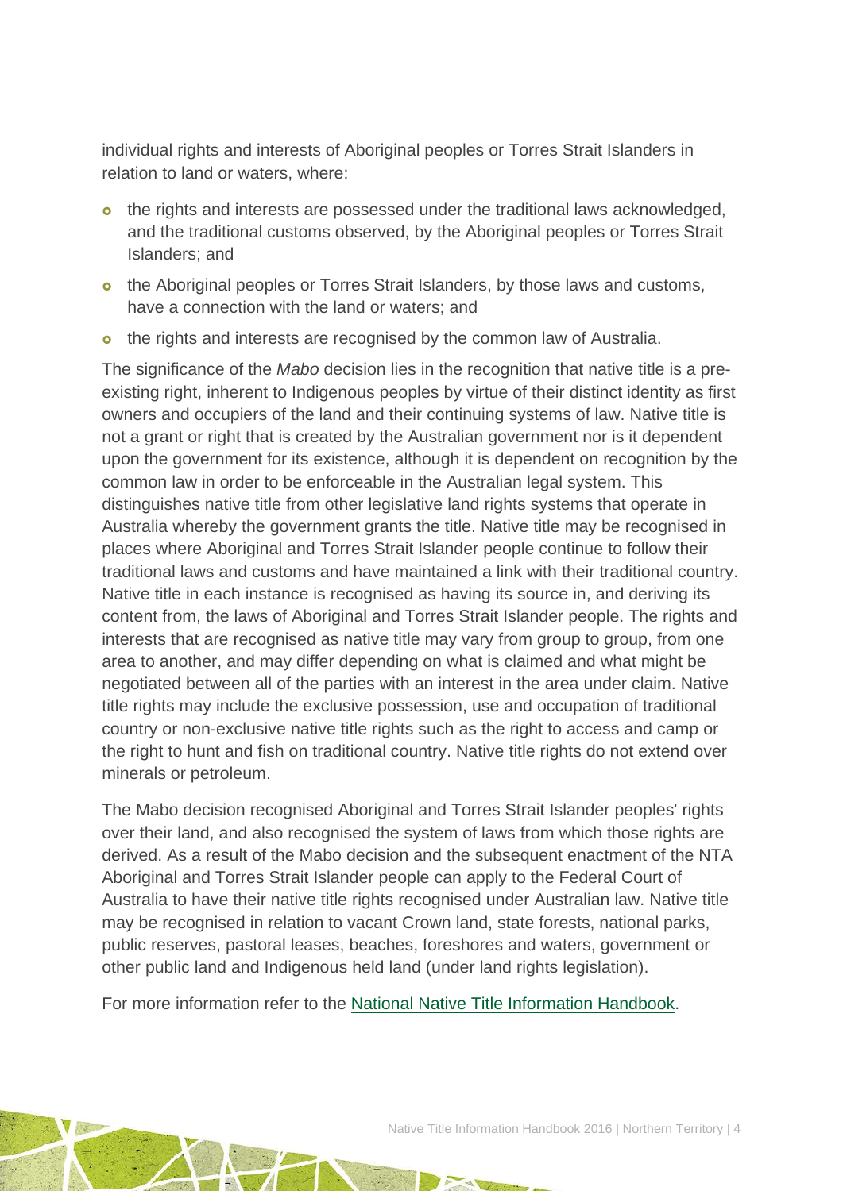individual rights and interests of Aboriginal peoples or Torres Strait Islanders in relation to land or waters, where:

- the rights and interests are possessed under the traditional laws acknowledged, and the traditional customs observed, by the Aboriginal peoples or Torres Strait Islanders; and
- the Aboriginal peoples or Torres Strait Islanders, by those laws and customs, have a connection with the land or waters; and
- the rights and interests are recognised by the common law of Australia.

The significance of the *Mabo* decision lies in the recognition that native title is a pre-existing right, inherent to Indigenous peoples by virtue of their distinct identity as first owners and occupiers of the land and their continuing systems of law. Native title is not a grant or right that is created by the Australian government nor is it dependent upon the government for its existence, although it is dependent on recognition by the common law in order to be enforceable in the Australian legal system. This distinguishes native title from other legislative land rights systems that operate in Australia whereby the government grants the title. Native title may be recognised in places where Aboriginal and Torres Strait Islander people continue to follow their traditional laws and customs and have maintained a link with their traditional country. Native title in each instance is recognised as having its source in, and deriving its content from, the laws of Aboriginal and Torres Strait Islander people. The rights and interests that are recognised as native title may vary from group to group, from one area to another, and may differ depending on what is claimed and what might be negotiated between all of the parties with an interest in the area under claim. Native title rights may include the exclusive possession, use and occupation of traditional country or non-exclusive native title rights such as the right to access and camp or the right to hunt and fish on traditional country. Native title rights do not extend over minerals or petroleum.

The Mabo decision recognised Aboriginal and Torres Strait Islander peoples' rights over their land, and also recognised the system of laws from which those rights are derived. As a result of the Mabo decision and the subsequent enactment of the NTA Aboriginal and Torres Strait Islander people can apply to the Federal Court of Australia to have their native title rights recognised under Australian law. Native title may be recognised in relation to vacant Crown land, state forests, national parks, public reserves, pastoral leases, beaches, foreshores and waters, government or other public land and Indigenous held land (under land rights legislation).

For more information refer to the National Native Title Information Handbook.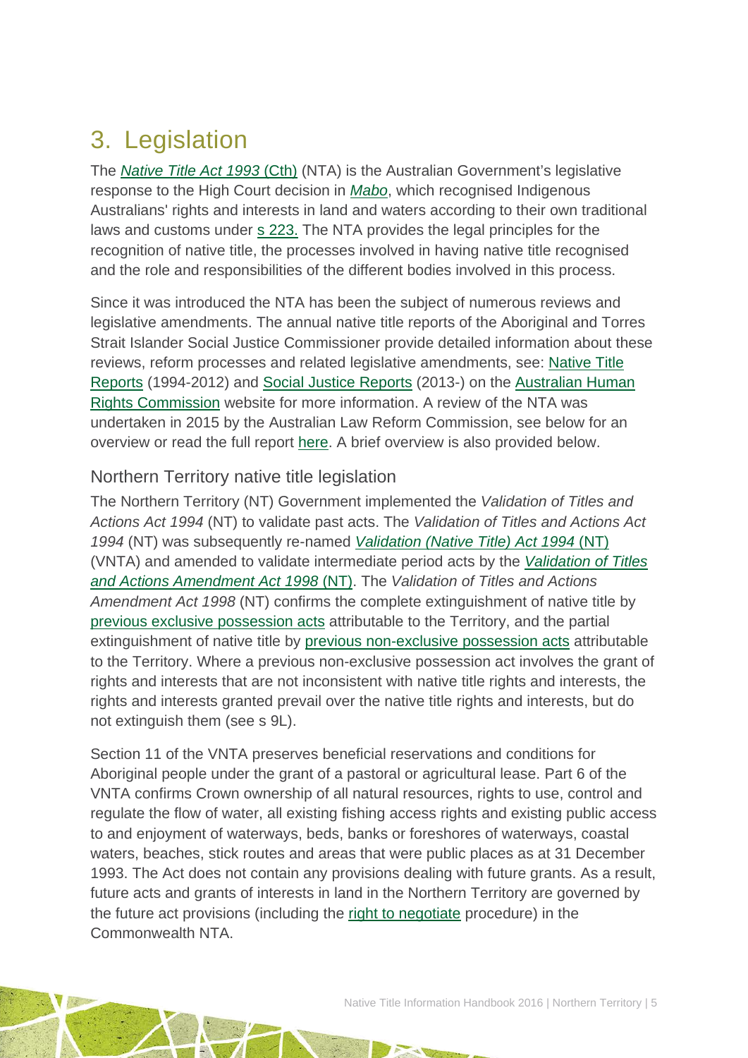# 3. Legislation

The *Native Title Act 1993* (Cth) (NTA) is the Australian Government's legislative response to the High Court decision in *Mabo*, which recognised Indigenous Australians' rights and interests in land and waters according to their own traditional laws and customs under s 223. The NTA provides the legal principles for the recognition of native title, the processes involved in having native title recognised and the role and responsibilities of the different bodies involved in this process.

Since it was introduced the NTA has been the subject of numerous reviews and legislative amendments. The annual native title reports of the Aboriginal and Torres Strait Islander Social Justice Commissioner provide detailed information about these reviews, reform processes and related legislative amendments, see: Native Title Reports (1994-2012) and Social Justice Reports (2013-) on the Australian Human Rights Commission website for more information. A review of the NTA was undertaken in 2015 by the Australian Law Reform Commission, see below for an overview or read the full report here. A brief overview is also provided below.

## Northern Territory native title legislation

The Northern Territory (NT) Government implemented the *Validation of Titles and Actions Act 1994* (NT) to validate past acts. The *Validation of Titles and Actions Act 1994* (NT) was subsequently re-named *Validation (Native Title) Act 1994* (NT) (VNTA) and amended to validate intermediate period acts by the *Validation of Titles and Actions Amendment Act 1998* (NT). The *Validation of Titles and Actions Amendment Act 1998* (NT) confirms the complete extinguishment of native title by previous exclusive possession acts attributable to the Territory, and the partial extinguishment of native title by previous non-exclusive possession acts attributable to the Territory. Where a previous non-exclusive possession act involves the grant of rights and interests that are not inconsistent with native title rights and interests, the rights and interests granted prevail over the native title rights and interests, but do not extinguish them (see s 9L).

Section 11 of the VNTA preserves beneficial reservations and conditions for Aboriginal people under the grant of a pastoral or agricultural lease. Part 6 of the VNTA confirms Crown ownership of all natural resources, rights to use, control and regulate the flow of water, all existing fishing access rights and existing public access to and enjoyment of waterways, beds, banks or foreshores of waterways, coastal waters, beaches, stick routes and areas that were public places as at 31 December 1993. The Act does not contain any provisions dealing with future grants. As a result, future acts and grants of interests in land in the Northern Territory are governed by the future act provisions (including the right to negotiate procedure) in the Commonwealth NTA.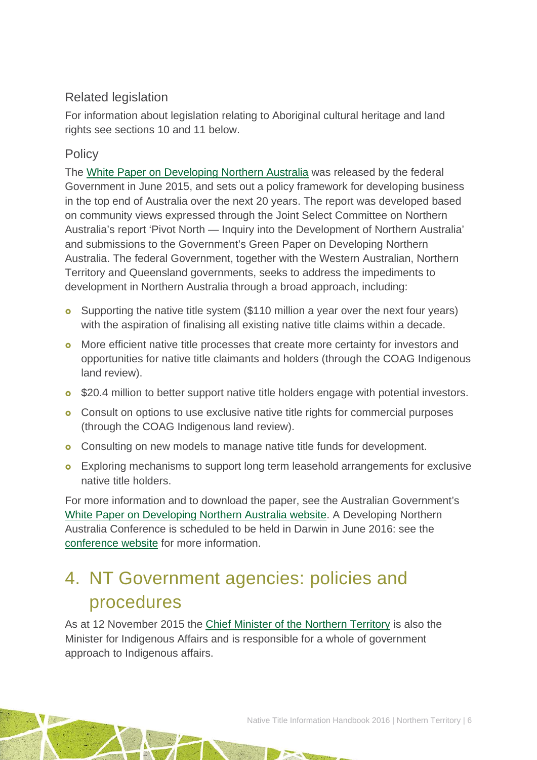### Related legislation

For information about legislation relating to Aboriginal cultural heritage and land rights see sections 10 and 11 below.

### Policy

The White Paper on Developing Northern Australia was released by the federal Government in June 2015, and sets out a policy framework for developing business in the top end of Australia over the next 20 years. The report was developed based on community views expressed through the Joint Select Committee on Northern Australia's report 'Pivot North — Inquiry into the Development of Northern Australia' and submissions to the Government's Green Paper on Developing Northern Australia. The federal Government, together with the Western Australian, Northern Territory and Queensland governments, seeks to address the impediments to development in Northern Australia through a broad approach, including:

- Supporting the native title system ($110 million a year over the next four years) with the aspiration of finalising all existing native title claims within a decade.
- More efficient native title processes that create more certainty for investors and opportunities for native title claimants and holders (through the COAG Indigenous land review).
- $20.4 million to better support native title holders engage with potential investors.
- Consult on options to use exclusive native title rights for commercial purposes (through the COAG Indigenous land review).
- Consulting on new models to manage native title funds for development.
- Exploring mechanisms to support long term leasehold arrangements for exclusive native title holders.

For more information and to download the paper, see the Australian Government's White Paper on Developing Northern Australia website. A Developing Northern Australia Conference is scheduled to be held in Darwin in June 2016: see the conference website for more information.

## 4. NT Government agencies: policies and procedures

As at 12 November 2015 the Chief Minister of the Northern Territory is also the Minister for Indigenous Affairs and is responsible for a whole of government approach to Indigenous affairs.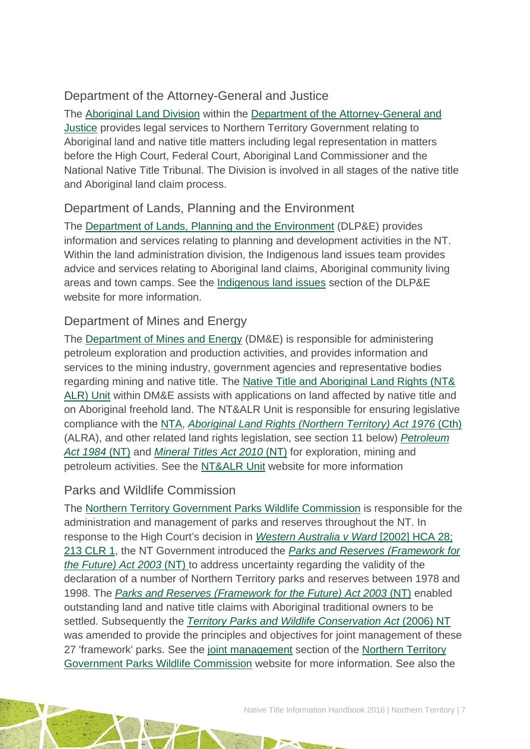### Department of the Attorney-General and Justice

The Aboriginal Land Division within the Department of the Attorney-General and Justice provides legal services to Northern Territory Government relating to Aboriginal land and native title matters including legal representation in matters before the High Court, Federal Court, Aboriginal Land Commissioner and the National Native Title Tribunal. The Division is involved in all stages of the native title and Aboriginal land claim process.

### Department of Lands, Planning and the Environment

The Department of Lands, Planning and the Environment (DLP&E) provides information and services relating to planning and development activities in the NT. Within the land administration division, the Indigenous land issues team provides advice and services relating to Aboriginal land claims, Aboriginal community living areas and town camps. See the Indigenous land issues section of the DLP&E website for more information.

### Department of Mines and Energy

The Department of Mines and Energy (DM&E) is responsible for administering petroleum exploration and production activities, and provides information and services to the mining industry, government agencies and representative bodies regarding mining and native title. The Native Title and Aboriginal Land Rights (NT& ALR) Unit within DM&E assists with applications on land affected by native title and on Aboriginal freehold land. The NT&ALR Unit is responsible for ensuring legislative compliance with the NTA, *Aboriginal Land Rights (Northern Territory) Act 1976* (Cth) (ALRA), and other related land rights legislation, see section 11 below) *Petroleum Act 1984* (NT) and *Mineral Titles Act 2010* (NT) for exploration, mining and petroleum activities. See the NT&ALR Unit website for more information

### Parks and Wildlife Commission

The Northern Territory Government Parks Wildlife Commission is responsible for the administration and management of parks and reserves throughout the NT. In response to the High Court's decision in *Western Australia v Ward* [2002] HCA 28; 213 CLR 1, the NT Government introduced the *Parks and Reserves (Framework for the Future) Act 2003* (NT) to address uncertainty regarding the validity of the declaration of a number of Northern Territory parks and reserves between 1978 and 1998. The *Parks and Reserves (Framework for the Future) Act 2003* (NT) enabled outstanding land and native title claims with Aboriginal traditional owners to be settled. Subsequently the *Territory Parks and Wildlife Conservation Act* (2006) NT was amended to provide the principles and objectives for joint management of these 27 'framework' parks. See the joint management section of the Northern Territory Government Parks Wildlife Commission website for more information. See also the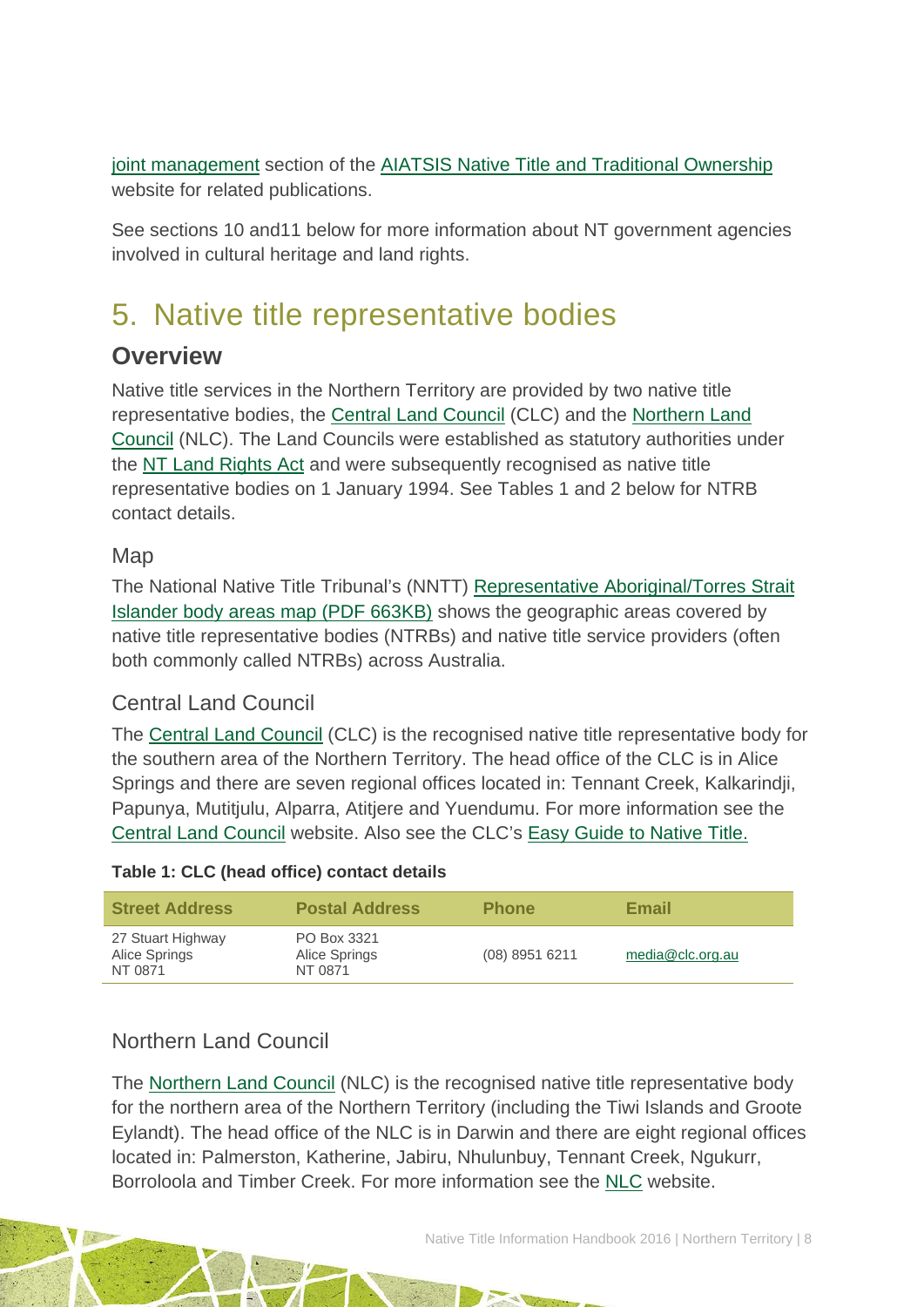joint management section of the AIATSIS Native Title and Traditional Ownership website for related publications.

See sections 10 and11 below for more information about NT government agencies involved in cultural heritage and land rights.

# 5. Native title representative bodies

## Overview

Native title services in the Northern Territory are provided by two native title representative bodies, the Central Land Council (CLC) and the Northern Land Council (NLC). The Land Councils were established as statutory authorities under the NT Land Rights Act and were subsequently recognised as native title representative bodies on 1 January 1994. See Tables 1 and 2 below for NTRB contact details.

### Map

The National Native Title Tribunal's (NNTT) Representative Aboriginal/Torres Strait Islander body areas map (PDF 663KB) shows the geographic areas covered by native title representative bodies (NTRBs) and native title service providers (often both commonly called NTRBs) across Australia.

### Central Land Council

The Central Land Council (CLC) is the recognised native title representative body for the southern area of the Northern Territory. The head office of the CLC is in Alice Springs and there are seven regional offices located in: Tennant Creek, Kalkarindji, Papunya, Mutitjulu, Alparra, Atitjere and Yuendumu. For more information see the Central Land Council website. Also see the CLC's Easy Guide to Native Title.

**Table 1: CLC (head office) contact details**

| Street Address | Postal Address | Phone | Email |
|---|---|---|---|
| 27 Stuart Highway<br>Alice Springs<br>NT 0871 | PO Box 3321<br>Alice Springs<br>NT 0871 | (08) 8951 6211 | media@clc.org.au |

### Northern Land Council

The Northern Land Council (NLC) is the recognised native title representative body for the northern area of the Northern Territory (including the Tiwi Islands and Groote Eylandt). The head office of the NLC is in Darwin and there are eight regional offices located in: Palmerston, Katherine, Jabiru, Nhulunbuy, Tennant Creek, Ngukurr, Borroloola and Timber Creek. For more information see the NLC website.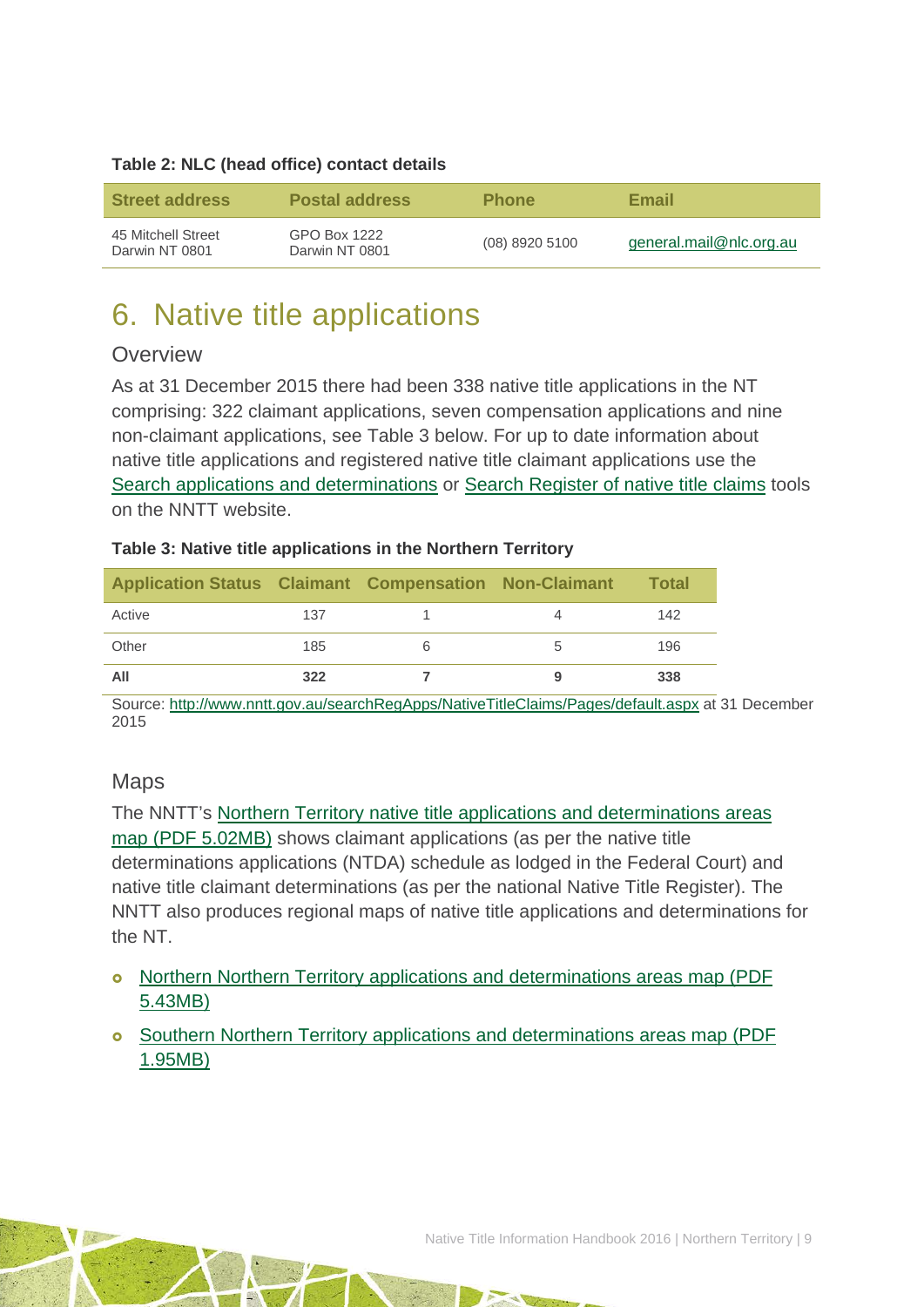**Table 2: NLC (head office) contact details**

| Street address | Postal address | Phone | Email |
|---|---|---|---|
| 45 Mitchell Street Darwin NT 0801 | GPO Box 1222 Darwin NT 0801 | (08) 8920 5100 | general.mail@nlc.org.au |

# 6. Native title applications

## Overview

As at 31 December 2015 there had been 338 native title applications in the NT comprising: 322 claimant applications, seven compensation applications and nine non-claimant applications, see Table 3 below. For up to date information about native title applications and registered native title claimant applications use the Search applications and determinations or Search Register of native title claims tools on the NNTT website.

**Table 3: Native title applications in the Northern Territory**

| Application Status | Claimant | Compensation | Non-Claimant | Total |
|---|---|---|---|---|
| Active | 137 | 1 | 4 | 142 |
| Other | 185 | 6 | 5 | 196 |
| **All** | **322** | **7** | **9** | **338** |

Source: http://www.nntt.gov.au/searchRegApps/NativeTitleClaims/Pages/default.aspx at 31 December 2015

## Maps

The NNTT's Northern Territory native title applications and determinations areas map (PDF 5.02MB) shows claimant applications (as per the native title determinations applications (NTDA) schedule as lodged in the Federal Court) and native title claimant determinations (as per the national Native Title Register). The NNTT also produces regional maps of native title applications and determinations for the NT.

- Northern Northern Territory applications and determinations areas map (PDF 5.43MB)
- Southern Northern Territory applications and determinations areas map (PDF 1.95MB)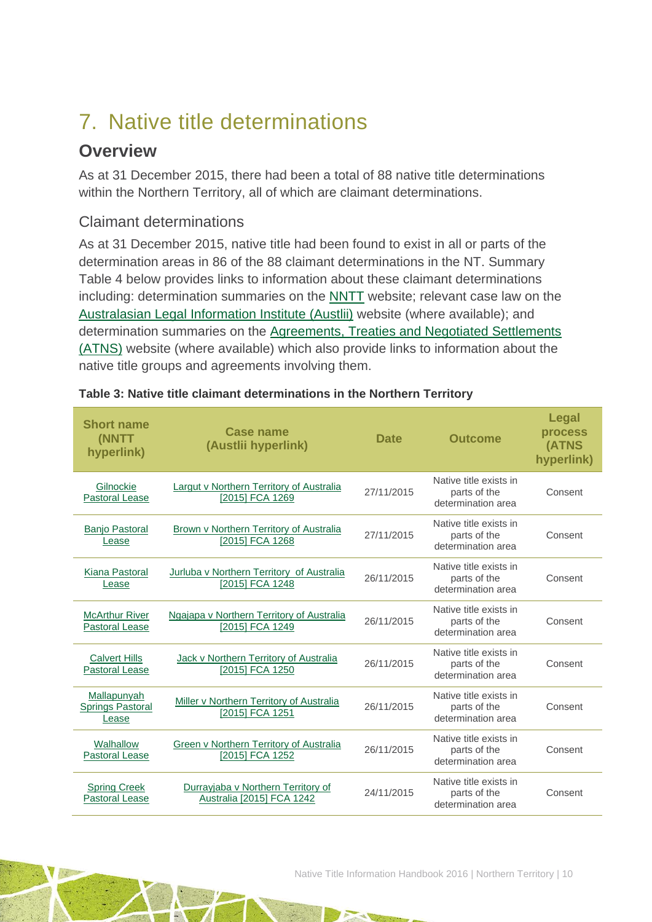# 7. Native title determinations

## Overview

As at 31 December 2015, there had been a total of 88 native title determinations within the Northern Territory, all of which are claimant determinations.

### Claimant determinations

As at 31 December 2015, native title had been found to exist in all or parts of the determination areas in 86 of the 88 claimant determinations in the NT. Summary Table 4 below provides links to information about these claimant determinations including: determination summaries on the NNTT website; relevant case law on the Australasian Legal Information Institute (Austlii) website (where available); and determination summaries on the Agreements, Treaties and Negotiated Settlements (ATNS) website (where available) which also provide links to information about the native title groups and agreements involving them.

**Table 3: Native title claimant determinations in the Northern Territory**

| Short name (NNTT hyperlink) | Case name (Austlii hyperlink) | Date | Outcome | Legal process (ATNS hyperlink) |
|---|---|---|---|---|
| Gilnockie Pastoral Lease | Largut v Northern Territory of Australia [2015] FCA 1269 | 27/11/2015 | Native title exists in parts of the determination area | Consent |
| Banjo Pastoral Lease | Brown v Northern Territory of Australia [2015] FCA 1268 | 27/11/2015 | Native title exists in parts of the determination area | Consent |
| Kiana Pastoral Lease | Jurluba v Northern Territory of Australia [2015] FCA 1248 | 26/11/2015 | Native title exists in parts of the determination area | Consent |
| McArthur River Pastoral Lease | Ngajapa v Northern Territory of Australia [2015] FCA 1249 | 26/11/2015 | Native title exists in parts of the determination area | Consent |
| Calvert Hills Pastoral Lease | Jack v Northern Territory of Australia [2015] FCA 1250 | 26/11/2015 | Native title exists in parts of the determination area | Consent |
| Mallapunyah Springs Pastoral Lease | Miller v Northern Territory of Australia [2015] FCA 1251 | 26/11/2015 | Native title exists in parts of the determination area | Consent |
| Walhallow Pastoral Lease | Green v Northern Territory of Australia [2015] FCA 1252 | 26/11/2015 | Native title exists in parts of the determination area | Consent |
| Spring Creek Pastoral Lease | Durrayjaba v Northern Territory of Australia [2015] FCA 1242 | 24/11/2015 | Native title exists in parts of the determination area | Consent |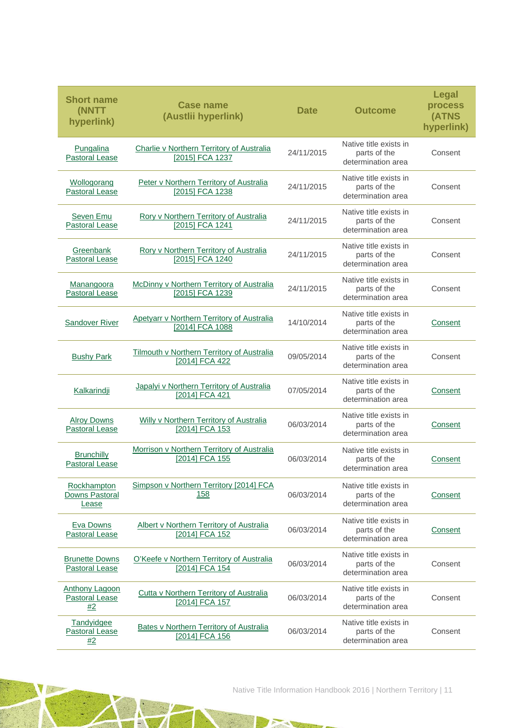| Short name (NNTT hyperlink) | Case name (Austlii hyperlink) | Date | Outcome | Legal process (ATNS hyperlink) |
|---|---|---|---|---|
| Pungalina Pastoral Lease | Charlie v Northern Territory of Australia [2015] FCA 1237 | 24/11/2015 | Native title exists in parts of the determination area | Consent |
| Wollogorang Pastoral Lease | Peter v Northern Territory of Australia [2015] FCA 1238 | 24/11/2015 | Native title exists in parts of the determination area | Consent |
| Seven Emu Pastoral Lease | Rory v Northern Territory of Australia [2015] FCA 1241 | 24/11/2015 | Native title exists in parts of the determination area | Consent |
| Greenbank Pastoral Lease | Rory v Northern Territory of Australia [2015] FCA 1240 | 24/11/2015 | Native title exists in parts of the determination area | Consent |
| Manangoora Pastoral Lease | McDinny v Northern Territory of Australia [2015] FCA 1239 | 24/11/2015 | Native title exists in parts of the determination area | Consent |
| Sandover River | Apetyarr v Northern Territory of Australia [2014] FCA 1088 | 14/10/2014 | Native title exists in parts of the determination area | Consent |
| Bushy Park | Tilmouth v Northern Territory of Australia [2014] FCA 422 | 09/05/2014 | Native title exists in parts of the determination area | Consent |
| Kalkarindji | Japalyi v Northern Territory of Australia [2014] FCA 421 | 07/05/2014 | Native title exists in parts of the determination area | Consent |
| Alroy Downs Pastoral Lease | Willy v Northern Territory of Australia [2014] FCA 153 | 06/03/2014 | Native title exists in parts of the determination area | Consent |
| Brunchilly Pastoral Lease | Morrison v Northern Territory of Australia [2014] FCA 155 | 06/03/2014 | Native title exists in parts of the determination area | Consent |
| Rockhampton Downs Pastoral Lease | Simpson v Northern Territory [2014] FCA 158 | 06/03/2014 | Native title exists in parts of the determination area | Consent |
| Eva Downs Pastoral Lease | Albert v Northern Territory of Australia [2014] FCA 152 | 06/03/2014 | Native title exists in parts of the determination area | Consent |
| Brunette Downs Pastoral Lease | O'Keefe v Northern Territory of Australia [2014] FCA 154 | 06/03/2014 | Native title exists in parts of the determination area | Consent |
| Anthony Lagoon Pastoral Lease #2 | Cutta v Northern Territory of Australia [2014] FCA 157 | 06/03/2014 | Native title exists in parts of the determination area | Consent |
| Tandyidgee Pastoral Lease #2 | Bates v Northern Territory of Australia [2014] FCA 156 | 06/03/2014 | Native title exists in parts of the determination area | Consent |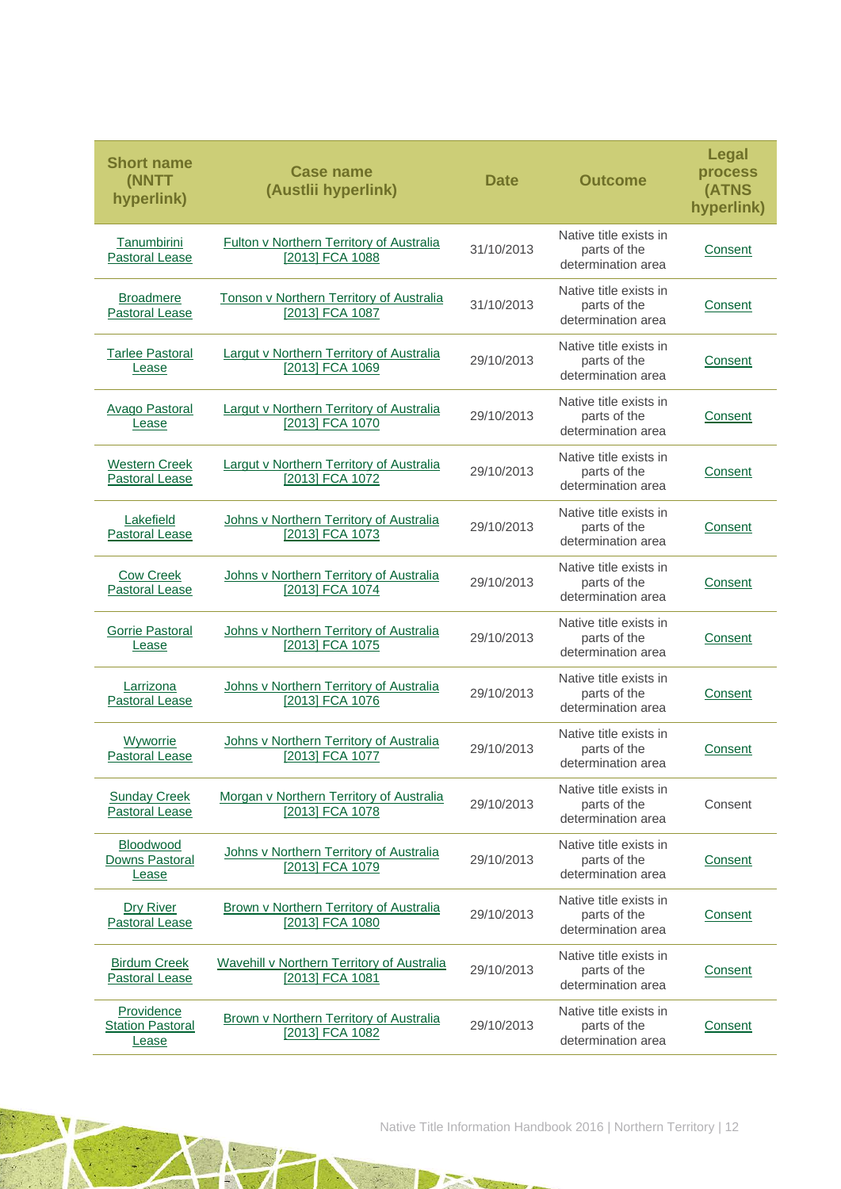| Short name (NNTT hyperlink) | Case name (Austlii hyperlink) | Date | Outcome | Legal process (ATNS hyperlink) |
|---|---|---|---|---|
| Tanumbirini Pastoral Lease | Fulton v Northern Territory of Australia [2013] FCA 1088 | 31/10/2013 | Native title exists in parts of the determination area | Consent |
| Broadmere Pastoral Lease | Tonson v Northern Territory of Australia [2013] FCA 1087 | 31/10/2013 | Native title exists in parts of the determination area | Consent |
| Tarlee Pastoral Lease | Largut v Northern Territory of Australia [2013] FCA 1069 | 29/10/2013 | Native title exists in parts of the determination area | Consent |
| Avago Pastoral Lease | Largut v Northern Territory of Australia [2013] FCA 1070 | 29/10/2013 | Native title exists in parts of the determination area | Consent |
| Western Creek Pastoral Lease | Largut v Northern Territory of Australia [2013] FCA 1072 | 29/10/2013 | Native title exists in parts of the determination area | Consent |
| Lakefield Pastoral Lease | Johns v Northern Territory of Australia [2013] FCA 1073 | 29/10/2013 | Native title exists in parts of the determination area | Consent |
| Cow Creek Pastoral Lease | Johns v Northern Territory of Australia [2013] FCA 1074 | 29/10/2013 | Native title exists in parts of the determination area | Consent |
| Gorrie Pastoral Lease | Johns v Northern Territory of Australia [2013] FCA 1075 | 29/10/2013 | Native title exists in parts of the determination area | Consent |
| Larrizona Pastoral Lease | Johns v Northern Territory of Australia [2013] FCA 1076 | 29/10/2013 | Native title exists in parts of the determination area | Consent |
| Wyworrie Pastoral Lease | Johns v Northern Territory of Australia [2013] FCA 1077 | 29/10/2013 | Native title exists in parts of the determination area | Consent |
| Sunday Creek Pastoral Lease | Morgan v Northern Territory of Australia [2013] FCA 1078 | 29/10/2013 | Native title exists in parts of the determination area | Consent |
| Bloodwood Downs Pastoral Lease | Johns v Northern Territory of Australia [2013] FCA 1079 | 29/10/2013 | Native title exists in parts of the determination area | Consent |
| Dry River Pastoral Lease | Brown v Northern Territory of Australia [2013] FCA 1080 | 29/10/2013 | Native title exists in parts of the determination area | Consent |
| Birdum Creek Pastoral Lease | Wavehill v Northern Territory of Australia [2013] FCA 1081 | 29/10/2013 | Native title exists in parts of the determination area | Consent |
| Providence Station Pastoral Lease | Brown v Northern Territory of Australia [2013] FCA 1082 | 29/10/2013 | Native title exists in parts of the determination area | Consent |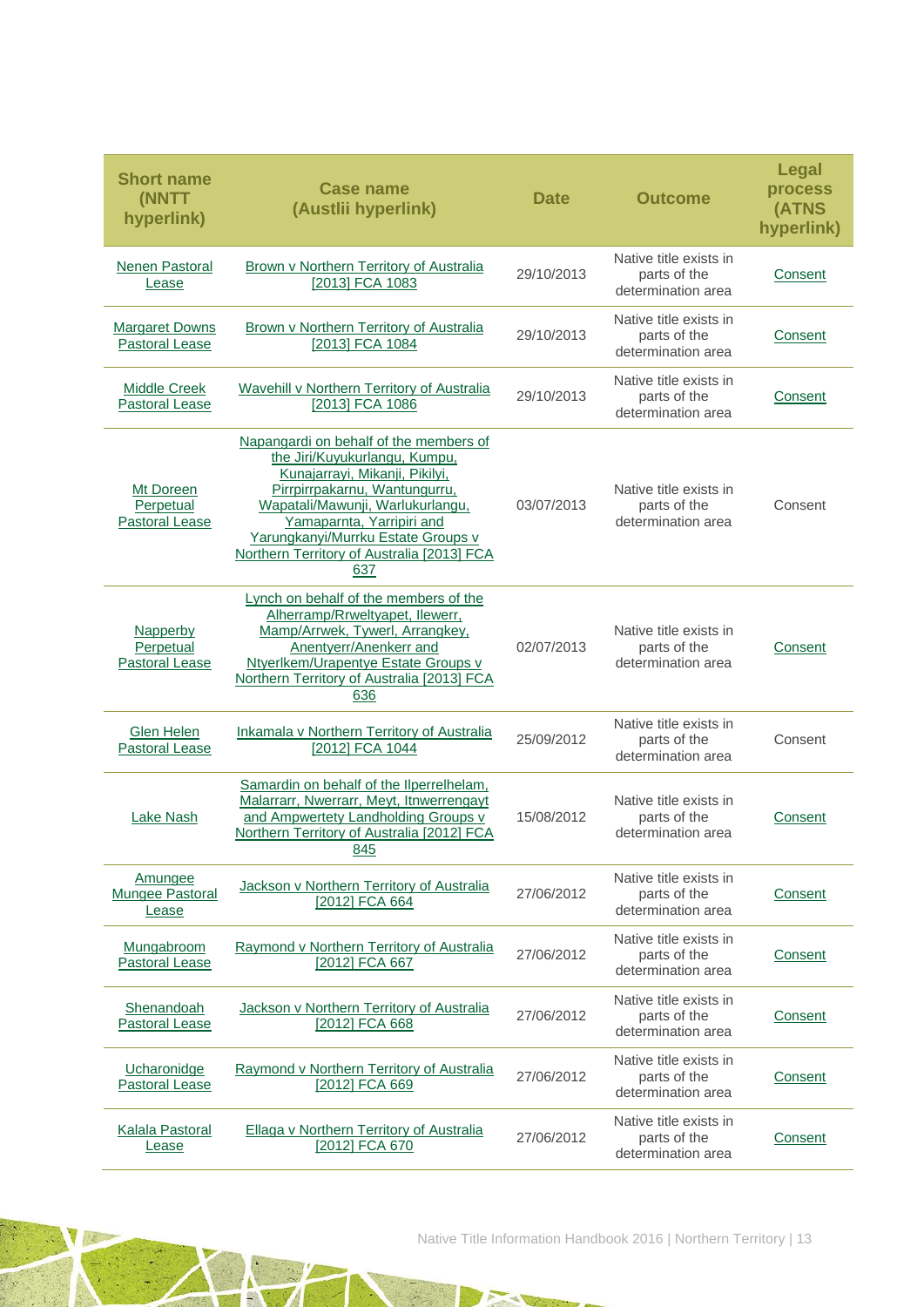| Short name (NNTT hyperlink) | Case name (Austlii hyperlink) | Date | Outcome | Legal process (ATNS hyperlink) |
|---|---|---|---|---|
| Nenen Pastoral Lease | Brown v Northern Territory of Australia [2013] FCA 1083 | 29/10/2013 | Native title exists in parts of the determination area | Consent |
| Margaret Downs Pastoral Lease | Brown v Northern Territory of Australia [2013] FCA 1084 | 29/10/2013 | Native title exists in parts of the determination area | Consent |
| Middle Creek Pastoral Lease | Wavehill v Northern Territory of Australia [2013] FCA 1086 | 29/10/2013 | Native title exists in parts of the determination area | Consent |
| Mt Doreen Perpetual Pastoral Lease | Napangardi on behalf of the members of the Jiri/Kuyukurlangu, Kumpu, Kunajarrayi, Mikanji, Pikilyi, Pirrpirrpakarnu, Wantungurru, Wapatali/Mawunji, Warlukurlangu, Yamaparnta, Yarripiri and Yarungkanyi/Murrku Estate Groups v Northern Territory of Australia [2013] FCA 637 | 03/07/2013 | Native title exists in parts of the determination area | Consent |
| Napperby Perpetual Pastoral Lease | Lynch on behalf of the members of the Alherramp/Rrweltyapet, Ilewerr, Mamp/Arrwek, Tywerl, Arrangkey, Anentyerr/Anenkerr and Ntyerlkem/Urapentye Estate Groups v Northern Territory of Australia [2013] FCA 636 | 02/07/2013 | Native title exists in parts of the determination area | Consent |
| Glen Helen Pastoral Lease | Inkamala v Northern Territory of Australia [2012] FCA 1044 | 25/09/2012 | Native title exists in parts of the determination area | Consent |
| Lake Nash | Samardin on behalf of the Ilperrelhelam, Malarrarr, Nwerrarr, Meyt, Itnwerrengayt and Ampwertety Landholding Groups v Northern Territory of Australia [2012] FCA 845 | 15/08/2012 | Native title exists in parts of the determination area | Consent |
| Amungee Mungee Pastoral Lease | Jackson v Northern Territory of Australia [2012] FCA 664 | 27/06/2012 | Native title exists in parts of the determination area | Consent |
| Mungabroom Pastoral Lease | Raymond v Northern Territory of Australia [2012] FCA 667 | 27/06/2012 | Native title exists in parts of the determination area | Consent |
| Shenandoah Pastoral Lease | Jackson v Northern Territory of Australia [2012] FCA 668 | 27/06/2012 | Native title exists in parts of the determination area | Consent |
| Ucharonidge Pastoral Lease | Raymond v Northern Territory of Australia [2012] FCA 669 | 27/06/2012 | Native title exists in parts of the determination area | Consent |
| Kalala Pastoral Lease | Ellaga v Northern Territory of Australia [2012] FCA 670 | 27/06/2012 | Native title exists in parts of the determination area | Consent |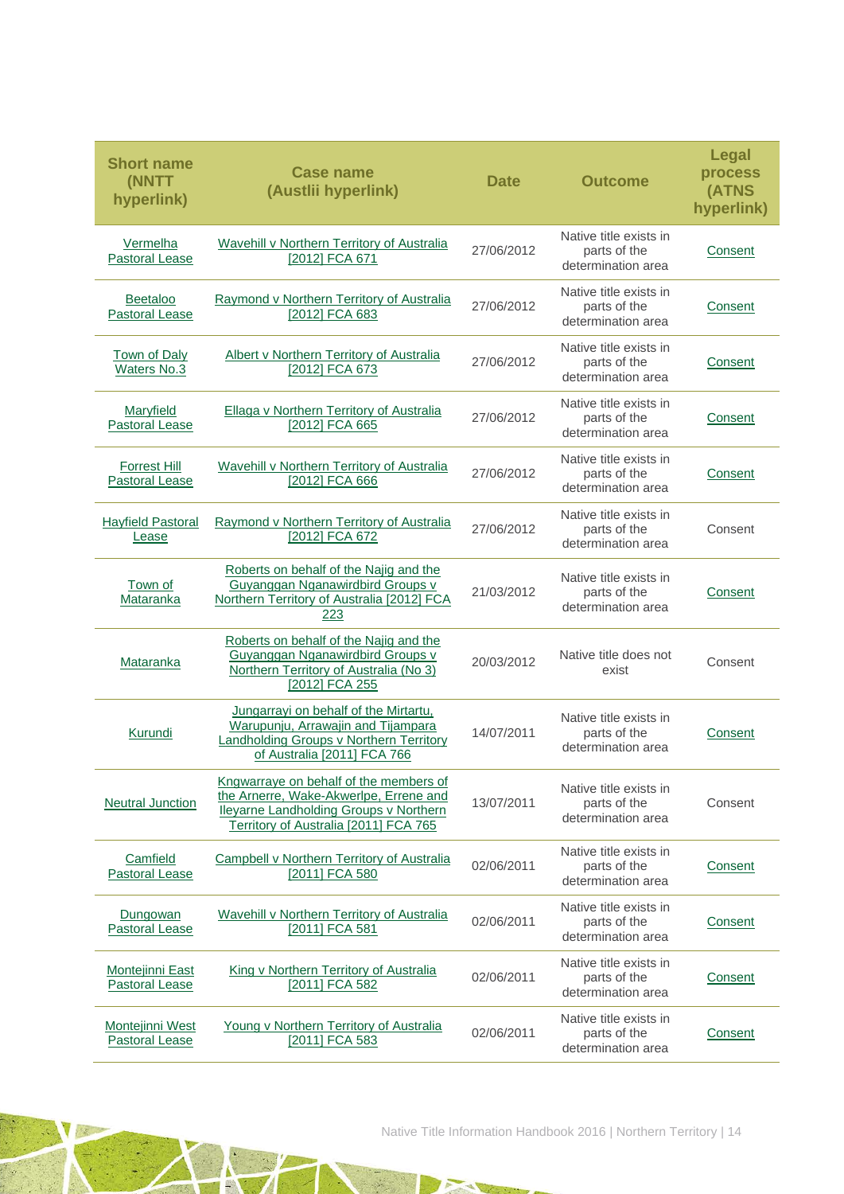| Short name (NNTT hyperlink) | Case name (Austlii hyperlink) | Date | Outcome | Legal process (ATNS hyperlink) |
|---|---|---|---|---|
| Vermelha Pastoral Lease | Wavehill v Northern Territory of Australia [2012] FCA 671 | 27/06/2012 | Native title exists in parts of the determination area | Consent |
| Beetaloo Pastoral Lease | Raymond v Northern Territory of Australia [2012] FCA 683 | 27/06/2012 | Native title exists in parts of the determination area | Consent |
| Town of Daly Waters No.3 | Albert v Northern Territory of Australia [2012] FCA 673 | 27/06/2012 | Native title exists in parts of the determination area | Consent |
| Maryfield Pastoral Lease | Ellaga v Northern Territory of Australia [2012] FCA 665 | 27/06/2012 | Native title exists in parts of the determination area | Consent |
| Forrest Hill Pastoral Lease | Wavehill v Northern Territory of Australia [2012] FCA 666 | 27/06/2012 | Native title exists in parts of the determination area | Consent |
| Hayfield Pastoral Lease | Raymond v Northern Territory of Australia [2012] FCA 672 | 27/06/2012 | Native title exists in parts of the determination area | Consent |
| Town of Mataranka | Roberts on behalf of the Najig and the Guyanggan Nganawirdbird Groups v Northern Territory of Australia [2012] FCA 223 | 21/03/2012 | Native title exists in parts of the determination area | Consent |
| Mataranka | Roberts on behalf of the Najig and the Guyanggan Nganawirdbird Groups v Northern Territory of Australia (No 3) [2012] FCA 255 | 20/03/2012 | Native title does not exist | Consent |
| Kurundi | Jungarrayi on behalf of the Mirtartu, Warupunju, Arrawajin and Tijampara Landholding Groups v Northern Territory of Australia [2011] FCA 766 | 14/07/2011 | Native title exists in parts of the determination area | Consent |
| Neutral Junction | Kngwarraye on behalf of the members of the Arnerre, Wake-Akwerlpe, Errene and Ileyarne Landholding Groups v Northern Territory of Australia [2011] FCA 765 | 13/07/2011 | Native title exists in parts of the determination area | Consent |
| Camfield Pastoral Lease | Campbell v Northern Territory of Australia [2011] FCA 580 | 02/06/2011 | Native title exists in parts of the determination area | Consent |
| Dungowan Pastoral Lease | Wavehill v Northern Territory of Australia [2011] FCA 581 | 02/06/2011 | Native title exists in parts of the determination area | Consent |
| Montejinni East Pastoral Lease | King v Northern Territory of Australia [2011] FCA 582 | 02/06/2011 | Native title exists in parts of the determination area | Consent |
| Montejinni West Pastoral Lease | Young v Northern Territory of Australia [2011] FCA 583 | 02/06/2011 | Native title exists in parts of the determination area | Consent |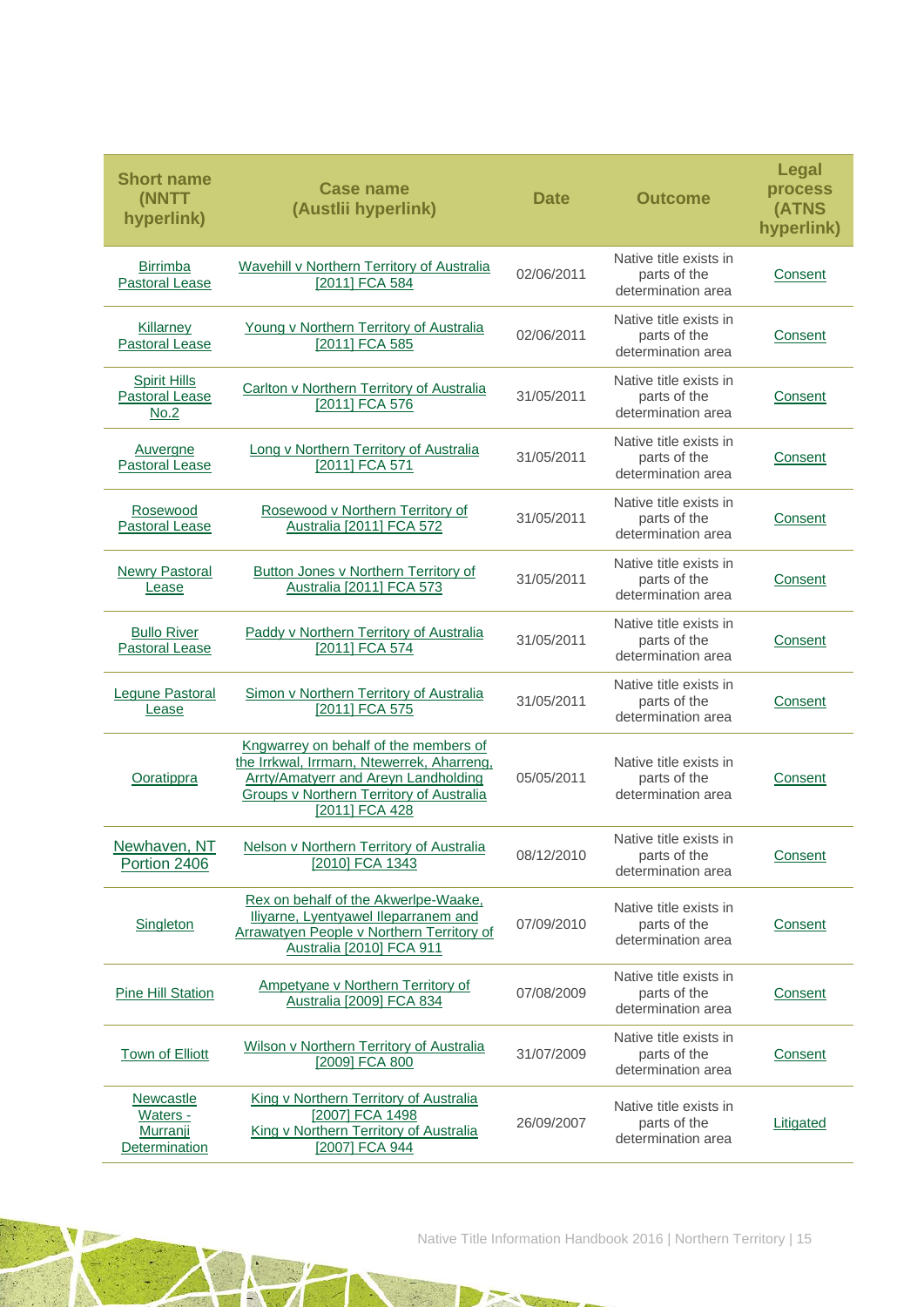| Short name (NNTT hyperlink) | Case name (Austlii hyperlink) | Date | Outcome | Legal process (ATNS hyperlink) |
|---|---|---|---|---|
| Birrimba Pastoral Lease | Wavehill v Northern Territory of Australia [2011] FCA 584 | 02/06/2011 | Native title exists in parts of the determination area | Consent |
| Killarney Pastoral Lease | Young v Northern Territory of Australia [2011] FCA 585 | 02/06/2011 | Native title exists in parts of the determination area | Consent |
| Spirit Hills Pastoral Lease No.2 | Carlton v Northern Territory of Australia [2011] FCA 576 | 31/05/2011 | Native title exists in parts of the determination area | Consent |
| Auvergne Pastoral Lease | Long v Northern Territory of Australia [2011] FCA 571 | 31/05/2011 | Native title exists in parts of the determination area | Consent |
| Rosewood Pastoral Lease | Rosewood v Northern Territory of Australia [2011] FCA 572 | 31/05/2011 | Native title exists in parts of the determination area | Consent |
| Newry Pastoral Lease | Button Jones v Northern Territory of Australia [2011] FCA 573 | 31/05/2011 | Native title exists in parts of the determination area | Consent |
| Bullo River Pastoral Lease | Paddy v Northern Territory of Australia [2011] FCA 574 | 31/05/2011 | Native title exists in parts of the determination area | Consent |
| Legune Pastoral Lease | Simon v Northern Territory of Australia [2011] FCA 575 | 31/05/2011 | Native title exists in parts of the determination area | Consent |
| Ooratippra | Kngwarrey on behalf of the members of the Irrkwal, Irrmarn, Ntewerrek, Aharreng, Arrty/Amatyerr and Areyn Landholding Groups v Northern Territory of Australia [2011] FCA 428 | 05/05/2011 | Native title exists in parts of the determination area | Consent |
| Newhaven, NT Portion 2406 | Nelson v Northern Territory of Australia [2010] FCA 1343 | 08/12/2010 | Native title exists in parts of the determination area | Consent |
| Singleton | Rex on behalf of the Akwerlpe-Waake, Iliyarne, Lyentyawel Ileparranem and Arrawatyen People v Northern Territory of Australia [2010] FCA 911 | 07/09/2010 | Native title exists in parts of the determination area | Consent |
| Pine Hill Station | Ampetyane v Northern Territory of Australia [2009] FCA 834 | 07/08/2009 | Native title exists in parts of the determination area | Consent |
| Town of Elliott | Wilson v Northern Territory of Australia [2009] FCA 800 | 31/07/2009 | Native title exists in parts of the determination area | Consent |
| Newcastle Waters - Murranji Determination | King v Northern Territory of Australia [2007] FCA 1498<br>King v Northern Territory of Australia [2007] FCA 944 | 26/09/2007 | Native title exists in parts of the determination area | Litigated |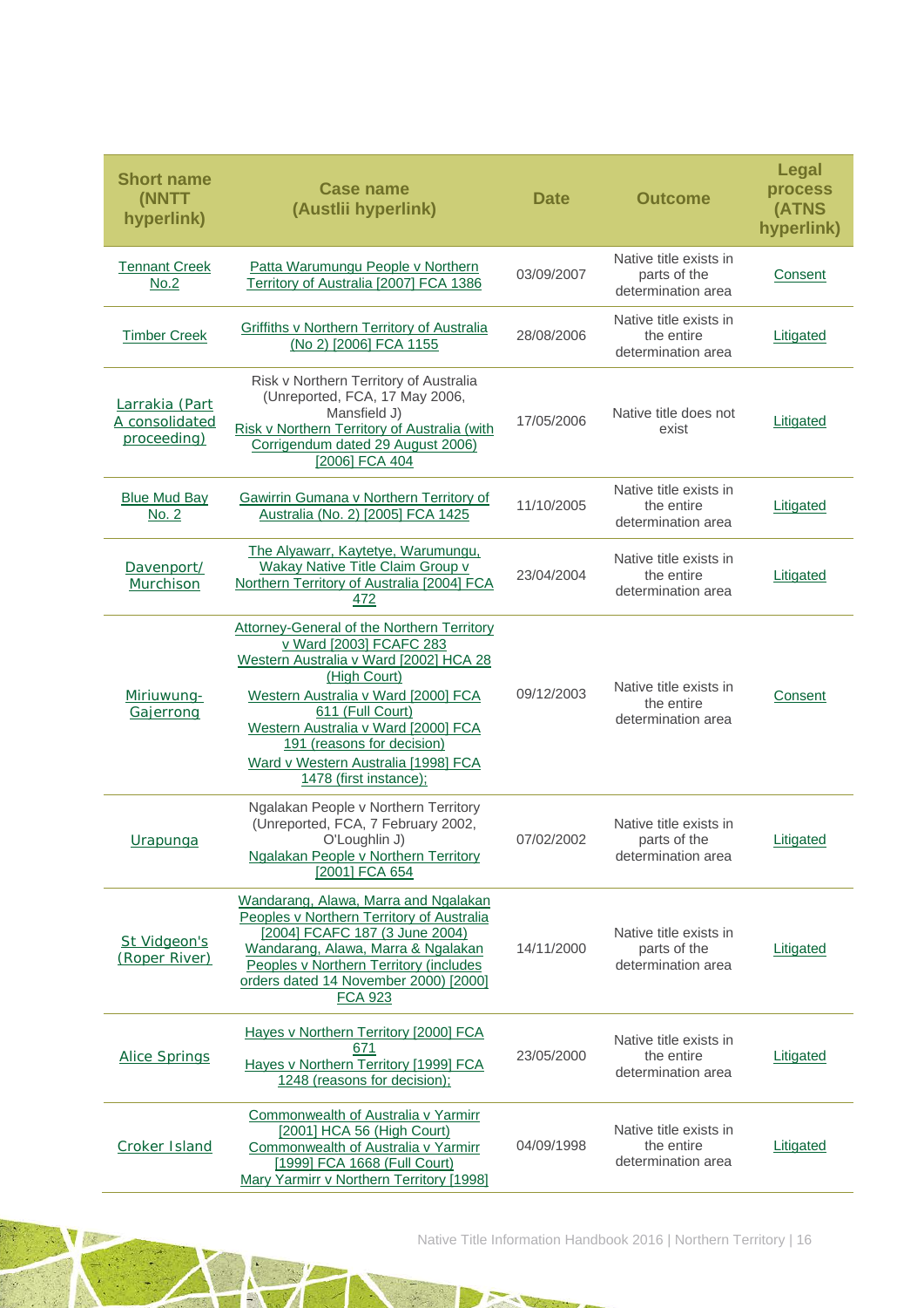| Short name (NNTT hyperlink) | Case name (Austlii hyperlink) | Date | Outcome | Legal process (ATNS hyperlink) |
|---|---|---|---|---|
| Tennant Creek No.2 | Patta Warumungu People v Northern Territory of Australia [2007] FCA 1386 | 03/09/2007 | Native title exists in parts of the determination area | Consent |
| Timber Creek | Griffiths v Northern Territory of Australia (No 2) [2006] FCA 1155 | 28/08/2006 | Native title exists in the entire determination area | Litigated |
| Larrakia (Part A consolidated proceeding) | Risk v Northern Territory of Australia (Unreported, FCA, 17 May 2006, Mansfield J) Risk v Northern Territory of Australia (with Corrigendum dated 29 August 2006) [2006] FCA 404 | 17/05/2006 | Native title does not exist | Litigated |
| Blue Mud Bay No. 2 | Gawirrin Gumana v Northern Territory of Australia (No. 2) [2005] FCA 1425 | 11/10/2005 | Native title exists in the entire determination area | Litigated |
| Davenport/ Murchison | The Alyawarr, Kaytetye, Warumungu, Wakay Native Title Claim Group v Northern Territory of Australia [2004] FCA 472 | 23/04/2004 | Native title exists in the entire determination area | Litigated |
| Miriuwung-Gajerrong | Attorney-General of the Northern Territory v Ward [2003] FCAFC 283 Western Australia v Ward [2002] HCA 28 (High Court) Western Australia v Ward [2000] FCA 611 (Full Court) Western Australia v Ward [2000] FCA 191 (reasons for decision) Ward v Western Australia [1998] FCA 1478 (first instance); | 09/12/2003 | Native title exists in the entire determination area | Consent |
| Urapunga | Ngalakan People v Northern Territory (Unreported, FCA, 7 February 2002, O'Loughlin J) Ngalakan People v Northern Territory [2001] FCA 654 | 07/02/2002 | Native title exists in parts of the determination area | Litigated |
| St Vidgeon's (Roper River) | Wandarang, Alawa, Marra and Ngalakan Peoples v Northern Territory of Australia [2004] FCAFC 187 (3 June 2004) Wandarang, Alawa, Marra & Ngalakan Peoples v Northern Territory (includes orders dated 14 November 2000) [2000] FCA 923 | 14/11/2000 | Native title exists in parts of the determination area | Litigated |
| Alice Springs | Hayes v Northern Territory [2000] FCA 671 Hayes v Northern Territory [1999] FCA 1248 (reasons for decision); | 23/05/2000 | Native title exists in the entire determination area | Litigated |
| Croker Island | Commonwealth of Australia v Yarmirr [2001] HCA 56 (High Court) Commonwealth of Australia v Yarmirr [1999] FCA 1668 (Full Court) Mary Yarmirr v Northern Territory [1998] | 04/09/1998 | Native title exists in the entire determination area | Litigated |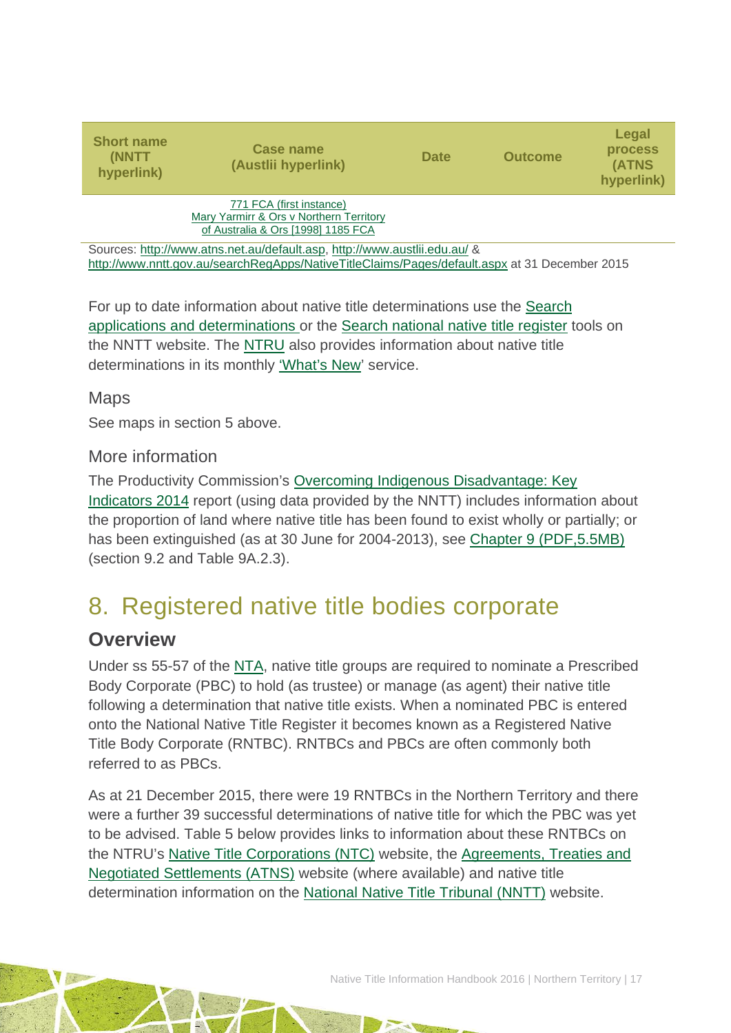| Short name (NNTT hyperlink) | Case name (Austlii hyperlink) | Date | Outcome | Legal process (ATNS hyperlink) |
|---|---|---|---|---|
| | 771 FCA (first instance) Mary Yarmirr & Ors v Northern Territory of Australia & Ors [1998] 1185 FCA | | | |

Sources: http://www.atns.net.au/default.asp, http://www.austlii.edu.au/ & http://www.nntt.gov.au/searchRegApps/NativeTitleClaims/Pages/default.aspx at 31 December 2015

For up to date information about native title determinations use the Search applications and determinations or the Search national native title register tools on the NNTT website. The NTRU also provides information about native title determinations in its monthly 'What's New' service.

### Maps

See maps in section 5 above.

### More information

The Productivity Commission's Overcoming Indigenous Disadvantage: Key Indicators 2014 report (using data provided by the NNTT) includes information about the proportion of land where native title has been found to exist wholly or partially; or has been extinguished (as at 30 June for 2004-2013), see Chapter 9 (PDF,5.5MB) (section 9.2 and Table 9A.2.3).

# 8. Registered native title bodies corporate

## Overview

Under ss 55-57 of the NTA, native title groups are required to nominate a Prescribed Body Corporate (PBC) to hold (as trustee) or manage (as agent) their native title following a determination that native title exists. When a nominated PBC is entered onto the National Native Title Register it becomes known as a Registered Native Title Body Corporate (RNTBC). RNTBCs and PBCs are often commonly both referred to as PBCs.

As at 21 December 2015, there were 19 RNTBCs in the Northern Territory and there were a further 39 successful determinations of native title for which the PBC was yet to be advised. Table 5 below provides links to information about these RNTBCs on the NTRU's Native Title Corporations (NTC) website, the Agreements, Treaties and Negotiated Settlements (ATNS) website (where available) and native title determination information on the National Native Title Tribunal (NNTT) website.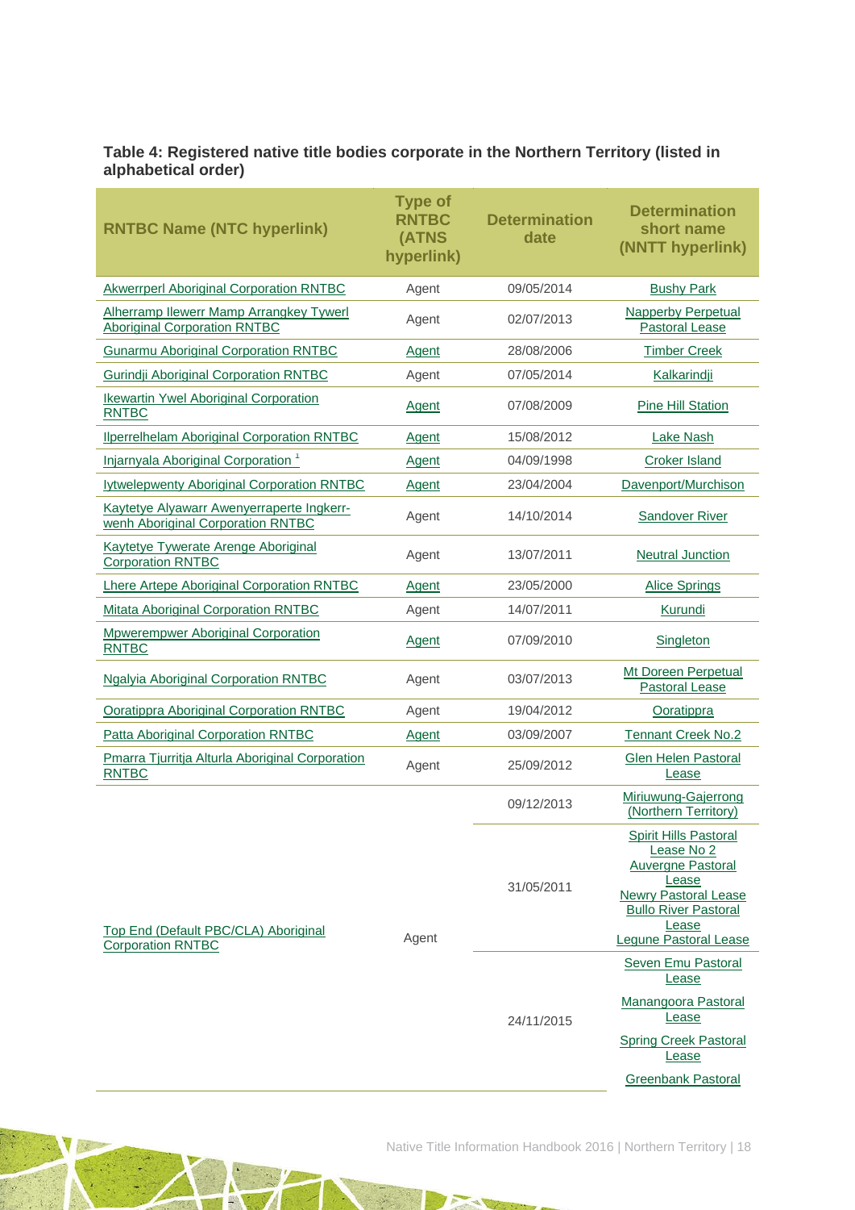**Table 4: Registered native title bodies corporate in the Northern Territory (listed in alphabetical order)**

| RNTBC Name (NTC hyperlink) | Type of RNTBC (ATNS hyperlink) | Determination date | Determination short name (NNTT hyperlink) |
|---|---|---|---|
| Akwerrperl Aboriginal Corporation RNTBC | Agent | 09/05/2014 | Bushy Park |
| Alherramp Ilewerr Mamp Arrangkey Tywerl Aboriginal Corporation RNTBC | Agent | 02/07/2013 | Napperby Perpetual Pastoral Lease |
| Gunarmu Aboriginal Corporation RNTBC | Agent | 28/08/2006 | Timber Creek |
| Gurindji Aboriginal Corporation RNTBC | Agent | 07/05/2014 | Kalkarindji |
| Ikewartin Ywel Aboriginal Corporation RNTBC | Agent | 07/08/2009 | Pine Hill Station |
| Ilperrelhelam Aboriginal Corporation RNTBC | Agent | 15/08/2012 | Lake Nash |
| Injarnyala Aboriginal Corporation [1] | Agent | 04/09/1998 | Croker Island |
| Iytwelepwenty Aboriginal Corporation RNTBC | Agent | 23/04/2004 | Davenport/Murchison |
| Kaytetye Alyawarr Awenyerraperte Ingkerr-wenh Aboriginal Corporation RNTBC | Agent | 14/10/2014 | Sandover River |
| Kaytetye Tywerate Arenge Aboriginal Corporation RNTBC | Agent | 13/07/2011 | Neutral Junction |
| Lhere Artepe Aboriginal Corporation RNTBC | Agent | 23/05/2000 | Alice Springs |
| Mitata Aboriginal Corporation RNTBC | Agent | 14/07/2011 | Kurundi |
| Mpwerempwer Aboriginal Corporation RNTBC | Agent | 07/09/2010 | Singleton |
| Ngalyia Aboriginal Corporation RNTBC | Agent | 03/07/2013 | Mt Doreen Perpetual Pastoral Lease |
| Ooratippra Aboriginal Corporation RNTBC | Agent | 19/04/2012 | Ooratippra |
| Patta Aboriginal Corporation RNTBC | Agent | 03/09/2007 | Tennant Creek No.2 |
| Pmarra Tjurritja Alturla Aboriginal Corporation RNTBC | Agent | 25/09/2012 | Glen Helen Pastoral Lease |
| Top End (Default PBC/CLA) Aboriginal Corporation RNTBC | Agent | 09/12/2013 | Miriuwung-Gajerrong (Northern Territory) |
| | | 31/05/2011 | Spirit Hills Pastoral Lease No 2<br>Auvergne Pastoral Lease<br>Newry Pastoral Lease<br>Bullo River Pastoral Lease<br>Legune Pastoral Lease |
| | | 24/11/2015 | Seven Emu Pastoral Lease<br>Manangoora Pastoral Lease<br>Spring Creek Pastoral Lease<br>Greenbank Pastoral |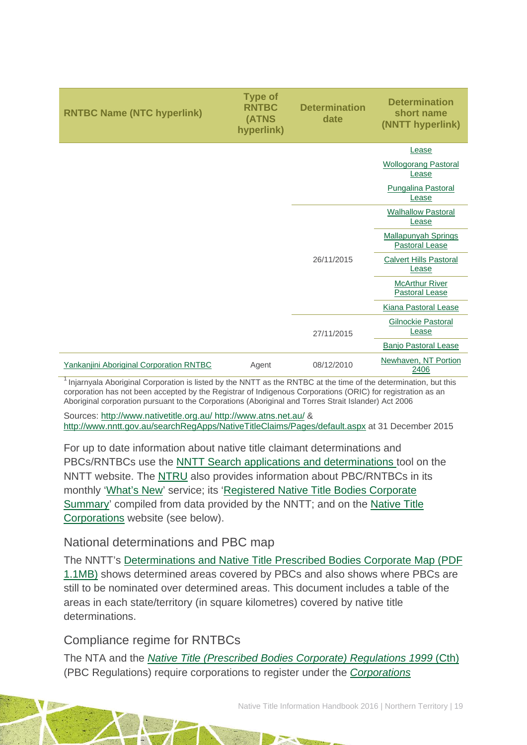| RNTBC Name (NTC hyperlink) | Type of RNTBC (ATNS hyperlink) | Determination date | Determination short name (NNTT hyperlink) |
|---|---|---|---|
| | | | Lease |
| | | | Wollogorang Pastoral Lease |
| | | | Pungalina Pastoral Lease |
| | | 26/11/2015 | Walhallow Pastoral Lease |
| | | | Mallapunyah Springs Pastoral Lease |
| | | | Calvert Hills Pastoral Lease |
| | | | McArthur River Pastoral Lease |
| | | | Kiana Pastoral Lease |
| | | 27/11/2015 | Gilnockie Pastoral Lease |
| | | | Banjo Pastoral Lease |
| Yankanjini Aboriginal Corporation RNTBC | Agent | 08/12/2010 | Newhaven, NT Portion 2406 |

[1] Injarnyala Aboriginal Corporation is listed by the NNTT as the RNTBC at the time of the determination, but this corporation has not been accepted by the Registrar of Indigenous Corporations (ORIC) for registration as an Aboriginal corporation pursuant to the Corporations (Aboriginal and Torres Strait Islander) Act 2006

Sources: http://www.nativetitle.org.au/ http://www.atns.net.au/ & http://www.nntt.gov.au/searchRegApps/NativeTitleClaims/Pages/default.aspx at 31 December 2015

For up to date information about native title claimant determinations and PBCs/RNTBCs use the NNTT Search applications and determinations tool on the NNTT website. The NTRU also provides information about PBC/RNTBCs in its monthly 'What's New' service; its 'Registered Native Title Bodies Corporate Summary' compiled from data provided by the NNTT; and on the Native Title Corporations website (see below).

## National determinations and PBC map

The NNTT's Determinations and Native Title Prescribed Bodies Corporate Map (PDF 1.1MB) shows determined areas covered by PBCs and also shows where PBCs are still to be nominated over determined areas. This document includes a table of the areas in each state/territory (in square kilometres) covered by native title determinations.

## Compliance regime for RNTBCs

The NTA and the *Native Title (Prescribed Bodies Corporate) Regulations 1999* (Cth) (PBC Regulations) require corporations to register under the *Corporations*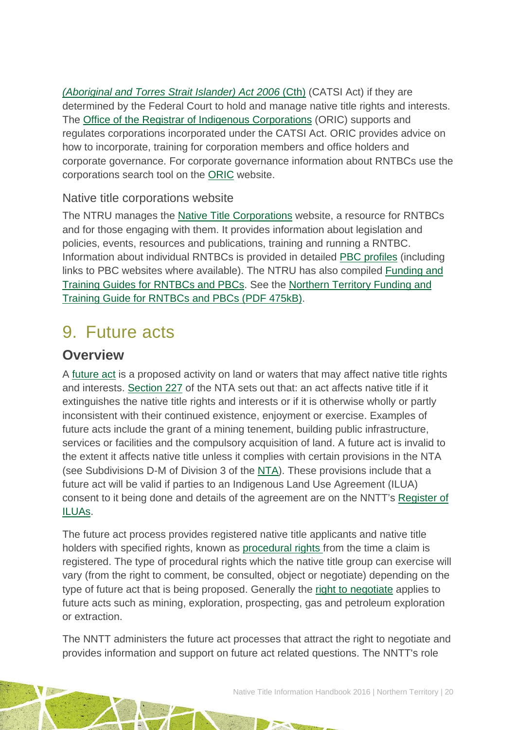*(Aboriginal and Torres Strait Islander) Act 2006* (Cth) (CATSI Act) if they are determined by the Federal Court to hold and manage native title rights and interests. The Office of the Registrar of Indigenous Corporations (ORIC) supports and regulates corporations incorporated under the CATSI Act. ORIC provides advice on how to incorporate, training for corporation members and office holders and corporate governance. For corporate governance information about RNTBCs use the corporations search tool on the ORIC website.

### Native title corporations website

The NTRU manages the Native Title Corporations website, a resource for RNTBCs and for those engaging with them. It provides information about legislation and policies, events, resources and publications, training and running a RNTBC. Information about individual RNTBCs is provided in detailed PBC profiles (including links to PBC websites where available). The NTRU has also compiled Funding and Training Guides for RNTBCs and PBCs. See the Northern Territory Funding and Training Guide for RNTBCs and PBCs (PDF 475kB).

# 9. Future acts

## Overview

A future act is a proposed activity on land or waters that may affect native title rights and interests. Section 227 of the NTA sets out that: an act affects native title if it extinguishes the native title rights and interests or if it is otherwise wholly or partly inconsistent with their continued existence, enjoyment or exercise. Examples of future acts include the grant of a mining tenement, building public infrastructure, services or facilities and the compulsory acquisition of land. A future act is invalid to the extent it affects native title unless it complies with certain provisions in the NTA (see Subdivisions D-M of Division 3 of the NTA). These provisions include that a future act will be valid if parties to an Indigenous Land Use Agreement (ILUA) consent to it being done and details of the agreement are on the NNTT's Register of ILUAs.

The future act process provides registered native title applicants and native title holders with specified rights, known as procedural rights from the time a claim is registered. The type of procedural rights which the native title group can exercise will vary (from the right to comment, be consulted, object or negotiate) depending on the type of future act that is being proposed. Generally the right to negotiate applies to future acts such as mining, exploration, prospecting, gas and petroleum exploration or extraction.

The NNTT administers the future act processes that attract the right to negotiate and provides information and support on future act related questions. The NNTT's role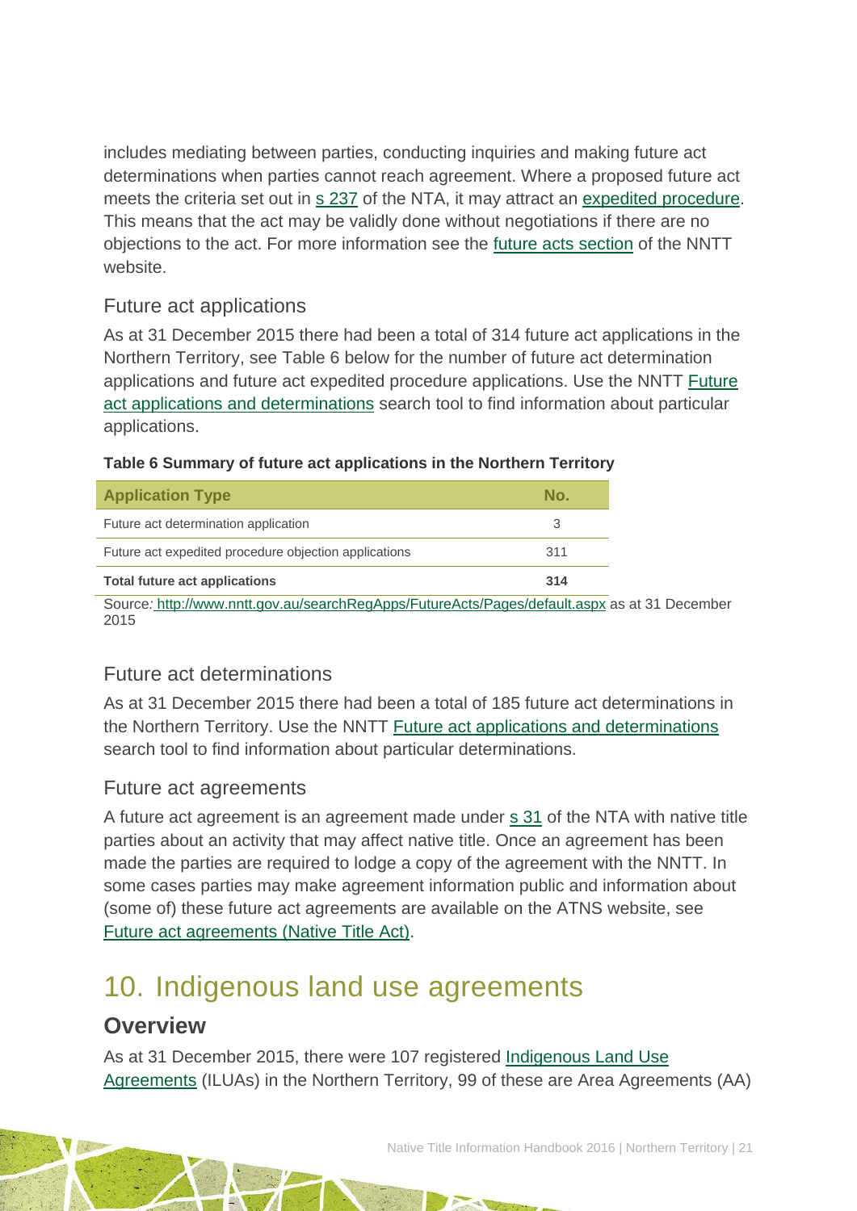includes mediating between parties, conducting inquiries and making future act determinations when parties cannot reach agreement. Where a proposed future act meets the criteria set out in s 237 of the NTA, it may attract an expedited procedure. This means that the act may be validly done without negotiations if there are no objections to the act. For more information see the future acts section of the NNTT website.

### Future act applications

As at 31 December 2015 there had been a total of 314 future act applications in the Northern Territory, see Table 6 below for the number of future act determination applications and future act expedited procedure applications. Use the NNTT Future act applications and determinations search tool to find information about particular applications.

**Table 6 Summary of future act applications in the Northern Territory**

| Application Type | No. |
|---|---|
| Future act determination application | 3 |
| Future act expedited procedure objection applications | 311 |
| **Total future act applications** | **314** |

Source: http://www.nntt.gov.au/searchRegApps/FutureActs/Pages/default.aspx as at 31 December 2015

### Future act determinations

As at 31 December 2015 there had been a total of 185 future act determinations in the Northern Territory. Use the NNTT Future act applications and determinations search tool to find information about particular determinations.

### Future act agreements

A future act agreement is an agreement made under s 31 of the NTA with native title parties about an activity that may affect native title. Once an agreement has been made the parties are required to lodge a copy of the agreement with the NNTT. In some cases parties may make agreement information public and information about (some of) these future act agreements are available on the ATNS website, see Future act agreements (Native Title Act).

# 10. Indigenous land use agreements

## Overview

As at 31 December 2015, there were 107 registered Indigenous Land Use Agreements (ILUAs) in the Northern Territory, 99 of these are Area Agreements (AA)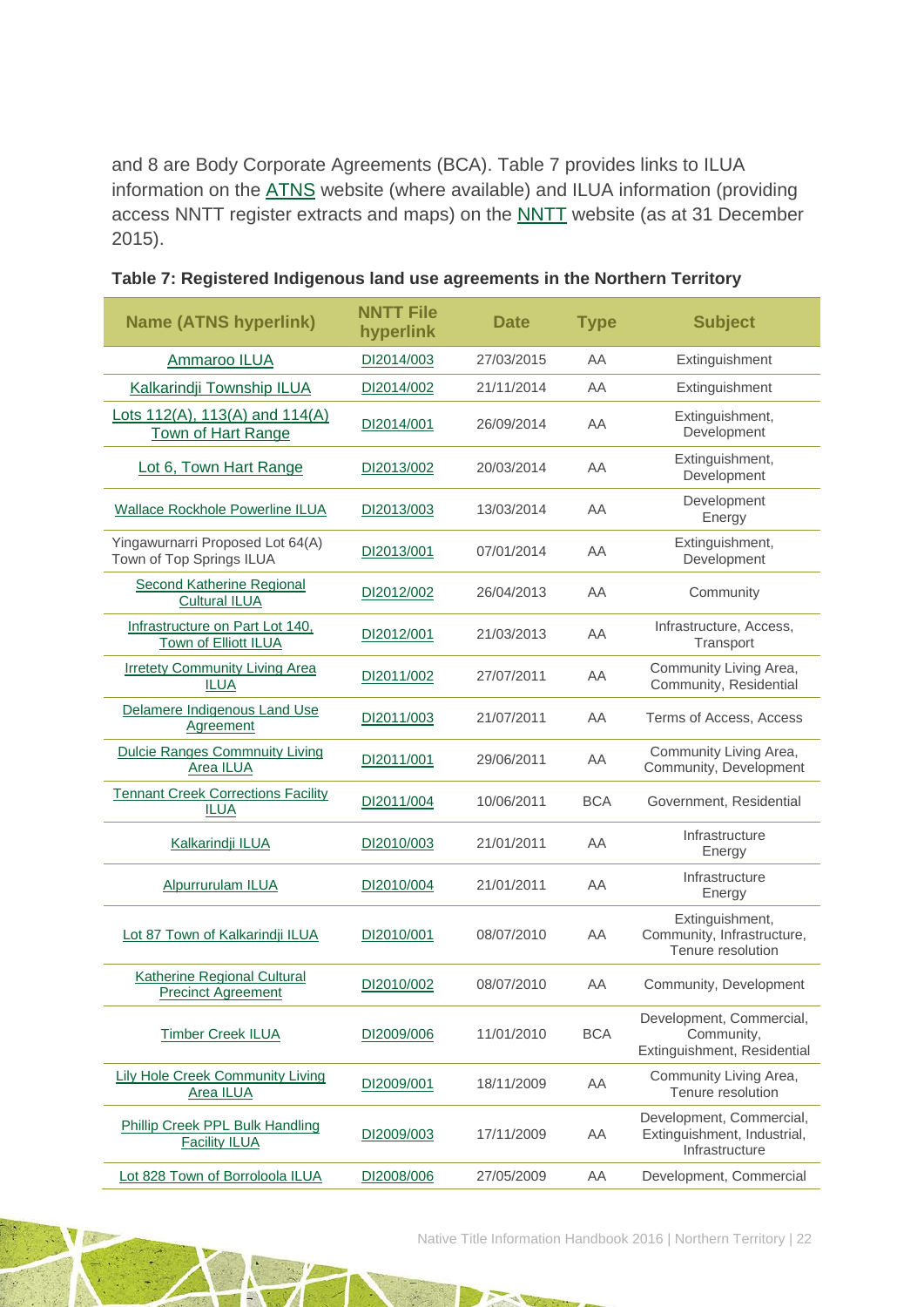and 8 are Body Corporate Agreements (BCA). Table 7 provides links to ILUA information on the ATNS website (where available) and ILUA information (providing access NNTT register extracts and maps) on the NNTT website (as at 31 December 2015).

**Table 7: Registered Indigenous land use agreements in the Northern Territory**

| Name (ATNS hyperlink) | NNTT File hyperlink | Date | Type | Subject |
|---|---|---|---|---|
| Ammaroo ILUA | DI2014/003 | 27/03/2015 | AA | Extinguishment |
| Kalkarindji Township ILUA | DI2014/002 | 21/11/2014 | AA | Extinguishment |
| Lots 112(A), 113(A) and 114(A) Town of Hart Range | DI2014/001 | 26/09/2014 | AA | Extinguishment, Development |
| Lot 6, Town Hart Range | DI2013/002 | 20/03/2014 | AA | Extinguishment, Development |
| Wallace Rockhole Powerline ILUA | DI2013/003 | 13/03/2014 | AA | Development Energy |
| Yingawurnarri Proposed Lot 64(A) Town of Top Springs ILUA | DI2013/001 | 07/01/2014 | AA | Extinguishment, Development |
| Second Katherine Regional Cultural ILUA | DI2012/002 | 26/04/2013 | AA | Community |
| Infrastructure on Part Lot 140, Town of Elliott ILUA | DI2012/001 | 21/03/2013 | AA | Infrastructure, Access, Transport |
| Irretety Community Living Area ILUA | DI2011/002 | 27/07/2011 | AA | Community Living Area, Community, Residential |
| Delamere Indigenous Land Use Agreement | DI2011/003 | 21/07/2011 | AA | Terms of Access, Access |
| Dulcie Ranges Commnuity Living Area ILUA | DI2011/001 | 29/06/2011 | AA | Community Living Area, Community, Development |
| Tennant Creek Corrections Facility ILUA | DI2011/004 | 10/06/2011 | BCA | Government, Residential |
| Kalkarindji ILUA | DI2010/003 | 21/01/2011 | AA | Infrastructure Energy |
| Alpurrurulam ILUA | DI2010/004 | 21/01/2011 | AA | Infrastructure Energy |
| Lot 87 Town of Kalkarindji ILUA | DI2010/001 | 08/07/2010 | AA | Extinguishment, Community, Infrastructure, Tenure resolution |
| Katherine Regional Cultural Precinct Agreement | DI2010/002 | 08/07/2010 | AA | Community, Development |
| Timber Creek ILUA | DI2009/006 | 11/01/2010 | BCA | Development, Commercial, Community, Extinguishment, Residential |
| Lily Hole Creek Community Living Area ILUA | DI2009/001 | 18/11/2009 | AA | Community Living Area, Tenure resolution |
| Phillip Creek PPL Bulk Handling Facility ILUA | DI2009/003 | 17/11/2009 | AA | Development, Commercial, Extinguishment, Industrial, Infrastructure |
| Lot 828 Town of Borroloola ILUA | DI2008/006 | 27/05/2009 | AA | Development, Commercial |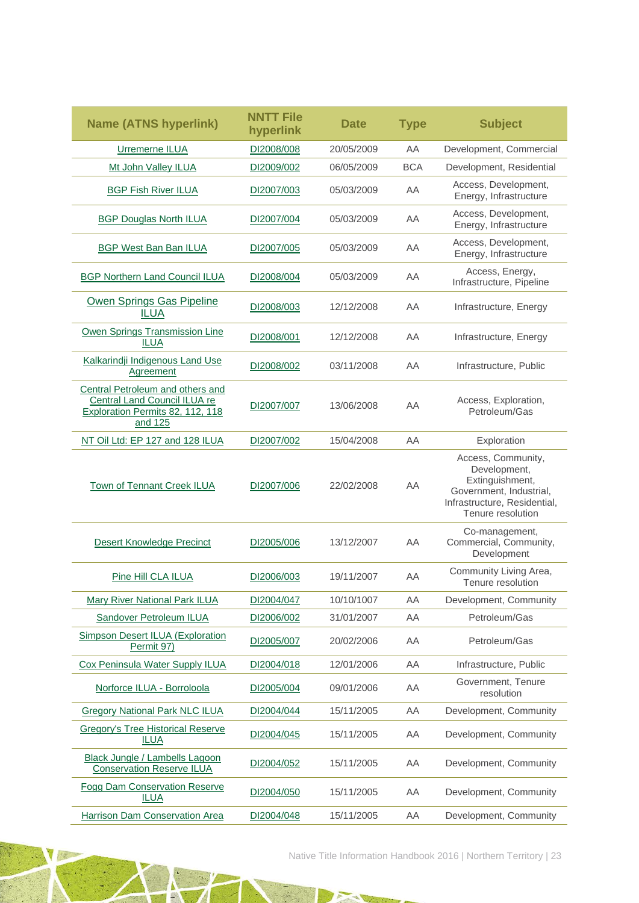| Name (ATNS hyperlink) | NNTT File hyperlink | Date | Type | Subject |
|---|---|---|---|---|
| Urremerne ILUA | DI2008/008 | 20/05/2009 | AA | Development, Commercial |
| Mt John Valley ILUA | DI2009/002 | 06/05/2009 | BCA | Development, Residential |
| BGP Fish River ILUA | DI2007/003 | 05/03/2009 | AA | Access, Development, Energy, Infrastructure |
| BGP Douglas North ILUA | DI2007/004 | 05/03/2009 | AA | Access, Development, Energy, Infrastructure |
| BGP West Ban Ban ILUA | DI2007/005 | 05/03/2009 | AA | Access, Development, Energy, Infrastructure |
| BGP Northern Land Council ILUA | DI2008/004 | 05/03/2009 | AA | Access, Energy, Infrastructure, Pipeline |
| Owen Springs Gas Pipeline ILUA | DI2008/003 | 12/12/2008 | AA | Infrastructure, Energy |
| Owen Springs Transmission Line ILUA | DI2008/001 | 12/12/2008 | AA | Infrastructure, Energy |
| Kalkarindji Indigenous Land Use Agreement | DI2008/002 | 03/11/2008 | AA | Infrastructure, Public |
| Central Petroleum and others and Central Land Council ILUA re Exploration Permits 82, 112, 118 and 125 | DI2007/007 | 13/06/2008 | AA | Access, Exploration, Petroleum/Gas |
| NT Oil Ltd: EP 127 and 128 ILUA | DI2007/002 | 15/04/2008 | AA | Exploration |
| Town of Tennant Creek ILUA | DI2007/006 | 22/02/2008 | AA | Access, Community, Development, Extinguishment, Government, Industrial, Infrastructure, Residential, Tenure resolution |
| Desert Knowledge Precinct | DI2005/006 | 13/12/2007 | AA | Co-management, Commercial, Community, Development |
| Pine Hill CLA ILUA | DI2006/003 | 19/11/2007 | AA | Community Living Area, Tenure resolution |
| Mary River National Park ILUA | DI2004/047 | 10/10/1007 | AA | Development, Community |
| Sandover Petroleum ILUA | DI2006/002 | 31/01/2007 | AA | Petroleum/Gas |
| Simpson Desert ILUA (Exploration Permit 97) | DI2005/007 | 20/02/2006 | AA | Petroleum/Gas |
| Cox Peninsula Water Supply ILUA | DI2004/018 | 12/01/2006 | AA | Infrastructure, Public |
| Norforce ILUA - Borroloola | DI2005/004 | 09/01/2006 | AA | Government, Tenure resolution |
| Gregory National Park NLC ILUA | DI2004/044 | 15/11/2005 | AA | Development, Community |
| Gregory's Tree Historical Reserve ILUA | DI2004/045 | 15/11/2005 | AA | Development, Community |
| Black Jungle / Lambells Lagoon Conservation Reserve ILUA | DI2004/052 | 15/11/2005 | AA | Development, Community |
| Fogg Dam Conservation Reserve ILUA | DI2004/050 | 15/11/2005 | AA | Development, Community |
| Harrison Dam Conservation Area | DI2004/048 | 15/11/2005 | AA | Development, Community |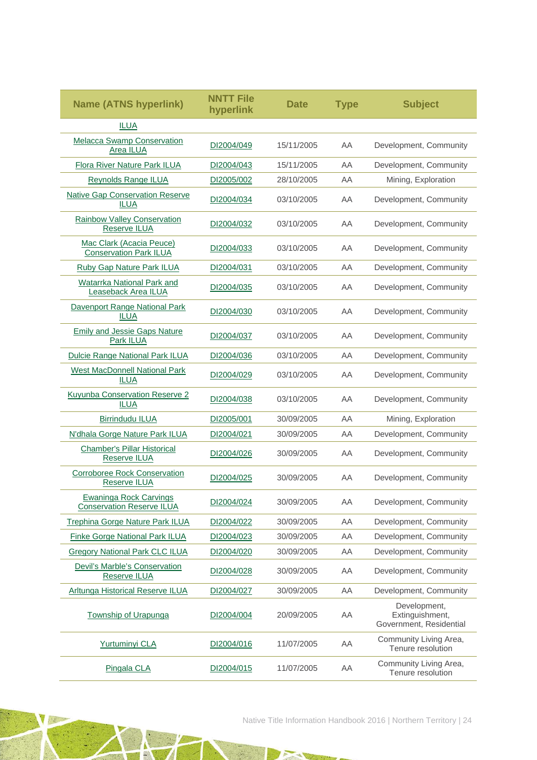| Name (ATNS hyperlink) | NNTT File hyperlink | Date | Type | Subject |
|---|---|---|---|---|
| ILUA | | | | |
| Melacca Swamp Conservation Area ILUA | DI2004/049 | 15/11/2005 | AA | Development, Community |
| Flora River Nature Park ILUA | DI2004/043 | 15/11/2005 | AA | Development, Community |
| Reynolds Range ILUA | DI2005/002 | 28/10/2005 | AA | Mining, Exploration |
| Native Gap Conservation Reserve ILUA | DI2004/034 | 03/10/2005 | AA | Development, Community |
| Rainbow Valley Conservation Reserve ILUA | DI2004/032 | 03/10/2005 | AA | Development, Community |
| Mac Clark (Acacia Peuce) Conservation Park ILUA | DI2004/033 | 03/10/2005 | AA | Development, Community |
| Ruby Gap Nature Park ILUA | DI2004/031 | 03/10/2005 | AA | Development, Community |
| Watarrka National Park and Leaseback Area ILUA | DI2004/035 | 03/10/2005 | AA | Development, Community |
| Davenport Range National Park ILUA | DI2004/030 | 03/10/2005 | AA | Development, Community |
| Emily and Jessie Gaps Nature Park ILUA | DI2004/037 | 03/10/2005 | AA | Development, Community |
| Dulcie Range National Park ILUA | DI2004/036 | 03/10/2005 | AA | Development, Community |
| West MacDonnell National Park ILUA | DI2004/029 | 03/10/2005 | AA | Development, Community |
| Kuyunba Conservation Reserve 2 ILUA | DI2004/038 | 03/10/2005 | AA | Development, Community |
| Birrindudu ILUA | DI2005/001 | 30/09/2005 | AA | Mining, Exploration |
| N'dhala Gorge Nature Park ILUA | DI2004/021 | 30/09/2005 | AA | Development, Community |
| Chamber's Pillar Historical Reserve ILUA | DI2004/026 | 30/09/2005 | AA | Development, Community |
| Corroboree Rock Conservation Reserve ILUA | DI2004/025 | 30/09/2005 | AA | Development, Community |
| Ewaninga Rock Carvings Conservation Reserve ILUA | DI2004/024 | 30/09/2005 | AA | Development, Community |
| Trephina Gorge Nature Park ILUA | DI2004/022 | 30/09/2005 | AA | Development, Community |
| Finke Gorge National Park ILUA | DI2004/023 | 30/09/2005 | AA | Development, Community |
| Gregory National Park CLC ILUA | DI2004/020 | 30/09/2005 | AA | Development, Community |
| Devil's Marble's Conservation Reserve ILUA | DI2004/028 | 30/09/2005 | AA | Development, Community |
| Arltunga Historical Reserve ILUA | DI2004/027 | 30/09/2005 | AA | Development, Community |
| Township of Urapunga | DI2004/004 | 20/09/2005 | AA | Development, Extinguishment, Government, Residential |
| Yurtuminyi CLA | DI2004/016 | 11/07/2005 | AA | Community Living Area, Tenure resolution |
| Pingala CLA | DI2004/015 | 11/07/2005 | AA | Community Living Area, Tenure resolution |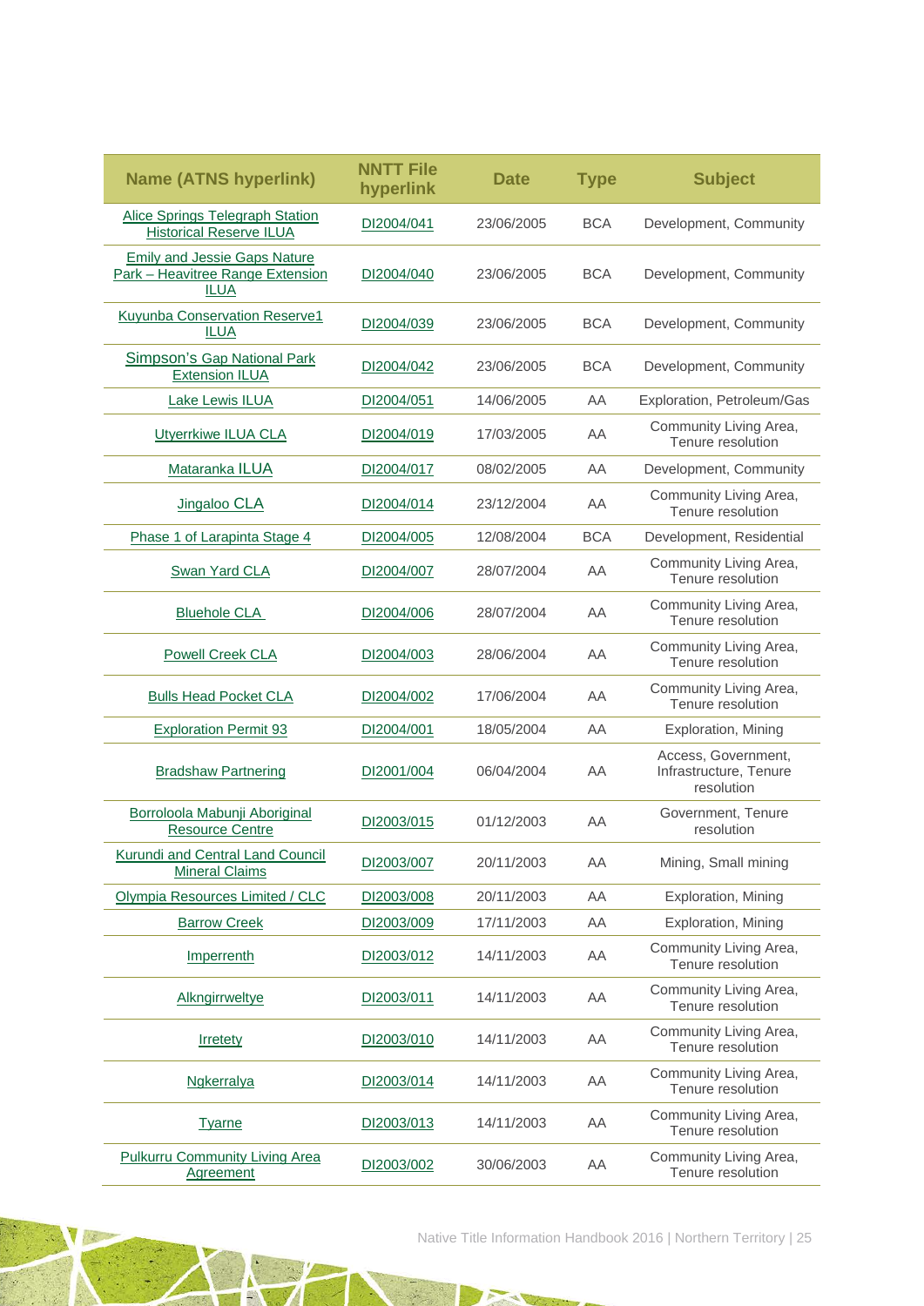| Name (ATNS hyperlink) | NNTT File hyperlink | Date | Type | Subject |
|---|---|---|---|---|
| Alice Springs Telegraph Station Historical Reserve ILUA | DI2004/041 | 23/06/2005 | BCA | Development, Community |
| Emily and Jessie Gaps Nature Park – Heavitree Range Extension ILUA | DI2004/040 | 23/06/2005 | BCA | Development, Community |
| Kuyunba Conservation Reserve1 ILUA | DI2004/039 | 23/06/2005 | BCA | Development, Community |
| Simpson's Gap National Park Extension ILUA | DI2004/042 | 23/06/2005 | BCA | Development, Community |
| Lake Lewis ILUA | DI2004/051 | 14/06/2005 | AA | Exploration, Petroleum/Gas |
| Utyerrkiwe ILUA CLA | DI2004/019 | 17/03/2005 | AA | Community Living Area, Tenure resolution |
| Mataranka ILUA | DI2004/017 | 08/02/2005 | AA | Development, Community |
| Jingaloo CLA | DI2004/014 | 23/12/2004 | AA | Community Living Area, Tenure resolution |
| Phase 1 of Larapinta Stage 4 | DI2004/005 | 12/08/2004 | BCA | Development, Residential |
| Swan Yard CLA | DI2004/007 | 28/07/2004 | AA | Community Living Area, Tenure resolution |
| Bluehole CLA | DI2004/006 | 28/07/2004 | AA | Community Living Area, Tenure resolution |
| Powell Creek CLA | DI2004/003 | 28/06/2004 | AA | Community Living Area, Tenure resolution |
| Bulls Head Pocket CLA | DI2004/002 | 17/06/2004 | AA | Community Living Area, Tenure resolution |
| Exploration Permit 93 | DI2004/001 | 18/05/2004 | AA | Exploration, Mining |
| Bradshaw Partnering | DI2001/004 | 06/04/2004 | AA | Access, Government, Infrastructure, Tenure resolution |
| Borroloola Mabunji Aboriginal Resource Centre | DI2003/015 | 01/12/2003 | AA | Government, Tenure resolution |
| Kurundi and Central Land Council Mineral Claims | DI2003/007 | 20/11/2003 | AA | Mining, Small mining |
| Olympia Resources Limited / CLC | DI2003/008 | 20/11/2003 | AA | Exploration, Mining |
| Barrow Creek | DI2003/009 | 17/11/2003 | AA | Exploration, Mining |
| Imperrenth | DI2003/012 | 14/11/2003 | AA | Community Living Area, Tenure resolution |
| Alkngirrweltye | DI2003/011 | 14/11/2003 | AA | Community Living Area, Tenure resolution |
| Irretety | DI2003/010 | 14/11/2003 | AA | Community Living Area, Tenure resolution |
| Ngkerralya | DI2003/014 | 14/11/2003 | AA | Community Living Area, Tenure resolution |
| Tyarne | DI2003/013 | 14/11/2003 | AA | Community Living Area, Tenure resolution |
| Pulkurru Community Living Area Agreement | DI2003/002 | 30/06/2003 | AA | Community Living Area, Tenure resolution |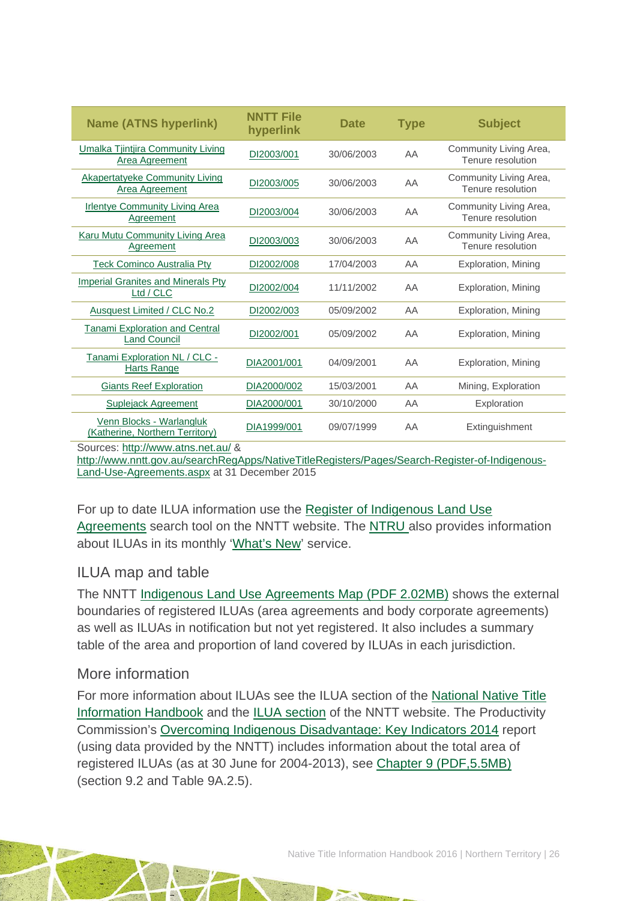| Name (ATNS hyperlink) | NNTT File hyperlink | Date | Type | Subject |
|---|---|---|---|---|
| Umalka Tjintjira Community Living Area Agreement | DI2003/001 | 30/06/2003 | AA | Community Living Area, Tenure resolution |
| Akapertatyeke Community Living Area Agreement | DI2003/005 | 30/06/2003 | AA | Community Living Area, Tenure resolution |
| Irlentye Community Living Area Agreement | DI2003/004 | 30/06/2003 | AA | Community Living Area, Tenure resolution |
| Karu Mutu Community Living Area Agreement | DI2003/003 | 30/06/2003 | AA | Community Living Area, Tenure resolution |
| Teck Cominco Australia Pty | DI2002/008 | 17/04/2003 | AA | Exploration, Mining |
| Imperial Granites and Minerals Pty Ltd / CLC | DI2002/004 | 11/11/2002 | AA | Exploration, Mining |
| Ausquest Limited / CLC No.2 | DI2002/003 | 05/09/2002 | AA | Exploration, Mining |
| Tanami Exploration and Central Land Council | DI2002/001 | 05/09/2002 | AA | Exploration, Mining |
| Tanami Exploration NL / CLC - Harts Range | DIA2001/001 | 04/09/2001 | AA | Exploration, Mining |
| Giants Reef Exploration | DIA2000/002 | 15/03/2001 | AA | Mining, Exploration |
| Suplejack Agreement | DIA2000/001 | 30/10/2000 | AA | Exploration |
| Venn Blocks - Warlangluk (Katherine, Northern Territory) | DIA1999/001 | 09/07/1999 | AA | Extinguishment |

Sources: http://www.atns.net.au/ & http://www.nntt.gov.au/searchRegApps/NativeTitleRegisters/Pages/Search-Register-of-Indigenous-Land-Use-Agreements.aspx at 31 December 2015

For up to date ILUA information use the Register of Indigenous Land Use Agreements search tool on the NNTT website. The NTRU also provides information about ILUAs in its monthly 'What's New' service.

## ILUA map and table

The NNTT Indigenous Land Use Agreements Map (PDF 2.02MB) shows the external boundaries of registered ILUAs (area agreements and body corporate agreements) as well as ILUAs in notification but not yet registered. It also includes a summary table of the area and proportion of land covered by ILUAs in each jurisdiction.

## More information

For more information about ILUAs see the ILUA section of the National Native Title Information Handbook and the ILUA section of the NNTT website. The Productivity Commission's Overcoming Indigenous Disadvantage: Key Indicators 2014 report (using data provided by the NNTT) includes information about the total area of registered ILUAs (as at 30 June for 2004-2013), see Chapter 9 (PDF,5.5MB) (section 9.2 and Table 9A.2.5).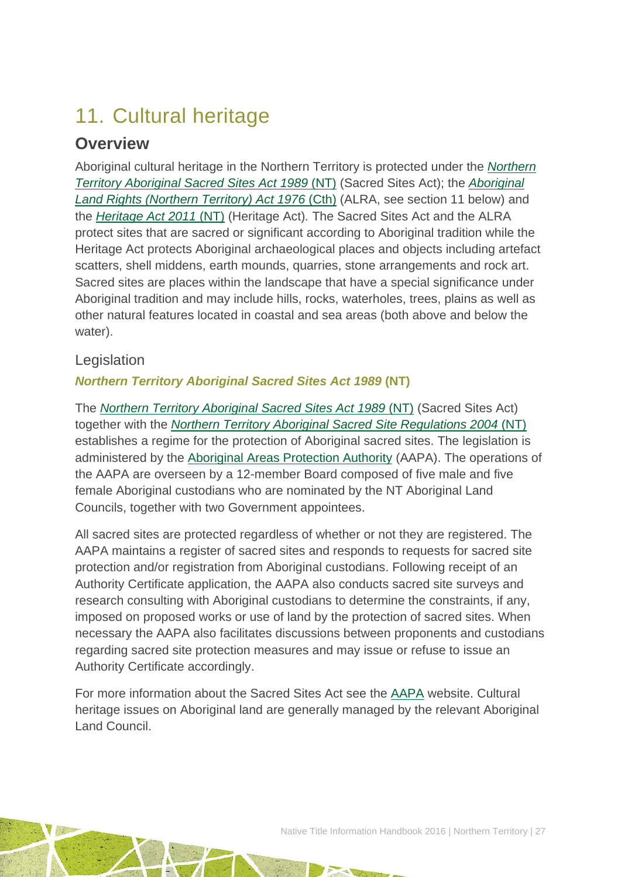# 11. Cultural heritage

## Overview

Aboriginal cultural heritage in the Northern Territory is protected under the *Northern Territory Aboriginal Sacred Sites Act 1989* (NT) (Sacred Sites Act); the *Aboriginal Land Rights (Northern Territory) Act 1976* (Cth) (ALRA, see section 11 below) and the *Heritage Act 2011* (NT) (Heritage Act). The Sacred Sites Act and the ALRA protect sites that are sacred or significant according to Aboriginal tradition while the Heritage Act protects Aboriginal archaeological places and objects including artefact scatters, shell middens, earth mounds, quarries, stone arrangements and rock art. Sacred sites are places within the landscape that have a special significance under Aboriginal tradition and may include hills, rocks, waterholes, trees, plains as well as other natural features located in coastal and sea areas (both above and below the water).

### Legislation

#### *Northern Territory Aboriginal Sacred Sites Act 1989* (NT)

The *Northern Territory Aboriginal Sacred Sites Act 1989* (NT) (Sacred Sites Act) together with the *Northern Territory Aboriginal Sacred Site Regulations 2004* (NT) establishes a regime for the protection of Aboriginal sacred sites. The legislation is administered by the Aboriginal Areas Protection Authority (AAPA). The operations of the AAPA are overseen by a 12-member Board composed of five male and five female Aboriginal custodians who are nominated by the NT Aboriginal Land Councils, together with two Government appointees.

All sacred sites are protected regardless of whether or not they are registered. The AAPA maintains a register of sacred sites and responds to requests for sacred site protection and/or registration from Aboriginal custodians. Following receipt of an Authority Certificate application, the AAPA also conducts sacred site surveys and research consulting with Aboriginal custodians to determine the constraints, if any, imposed on proposed works or use of land by the protection of sacred sites. When necessary the AAPA also facilitates discussions between proponents and custodians regarding sacred site protection measures and may issue or refuse to issue an Authority Certificate accordingly.

For more information about the Sacred Sites Act see the AAPA website. Cultural heritage issues on Aboriginal land are generally managed by the relevant Aboriginal Land Council.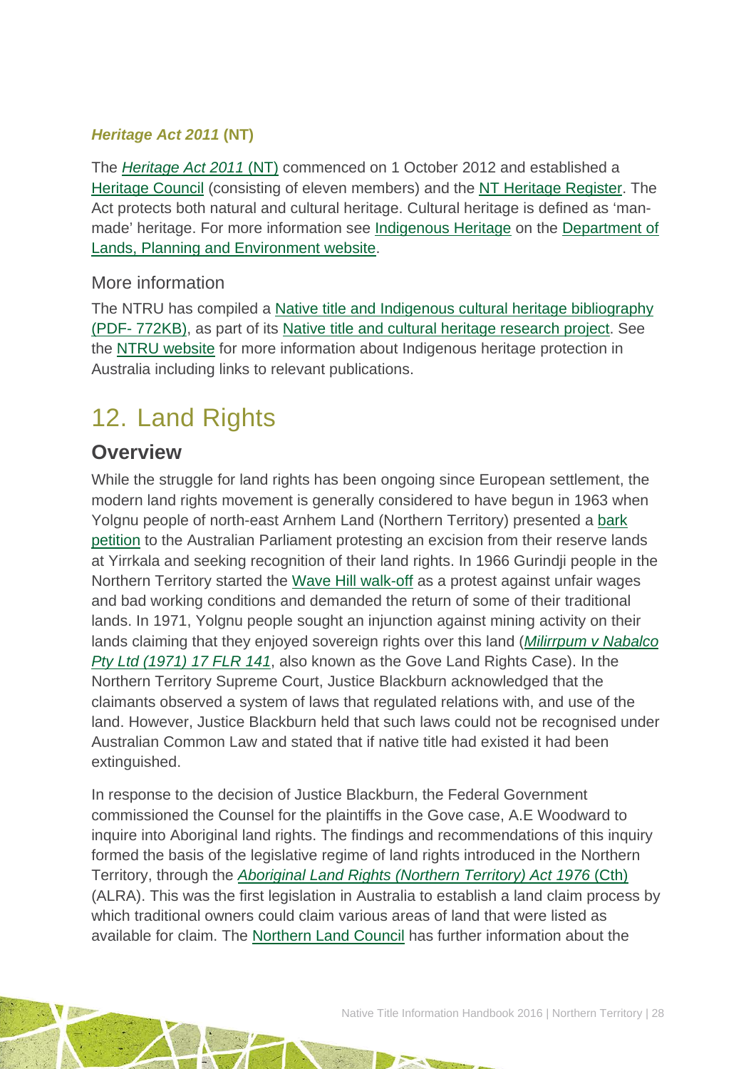#### *Heritage Act 2011* (NT)

The *Heritage Act 2011* (NT) commenced on 1 October 2012 and established a Heritage Council (consisting of eleven members) and the NT Heritage Register. The Act protects both natural and cultural heritage. Cultural heritage is defined as 'man-made' heritage. For more information see Indigenous Heritage on the Department of Lands, Planning and Environment website.

### More information

The NTRU has compiled a Native title and Indigenous cultural heritage bibliography (PDF- 772KB), as part of its Native title and cultural heritage research project. See the NTRU website for more information about Indigenous heritage protection in Australia including links to relevant publications.

# 12. Land Rights

## Overview

While the struggle for land rights has been ongoing since European settlement, the modern land rights movement is generally considered to have begun in 1963 when Yolgnu people of north-east Arnhem Land (Northern Territory) presented a bark petition to the Australian Parliament protesting an excision from their reserve lands at Yirrkala and seeking recognition of their land rights. In 1966 Gurindji people in the Northern Territory started the Wave Hill walk-off as a protest against unfair wages and bad working conditions and demanded the return of some of their traditional lands. In 1971, Yolgnu people sought an injunction against mining activity on their lands claiming that they enjoyed sovereign rights over this land (*Milirrpum v Nabalco Pty Ltd (1971) 17 FLR 141*, also known as the Gove Land Rights Case). In the Northern Territory Supreme Court, Justice Blackburn acknowledged that the claimants observed a system of laws that regulated relations with, and use of the land. However, Justice Blackburn held that such laws could not be recognised under Australian Common Law and stated that if native title had existed it had been extinguished.

In response to the decision of Justice Blackburn, the Federal Government commissioned the Counsel for the plaintiffs in the Gove case, A.E Woodward to inquire into Aboriginal land rights. The findings and recommendations of this inquiry formed the basis of the legislative regime of land rights introduced in the Northern Territory, through the *Aboriginal Land Rights (Northern Territory) Act 1976* (Cth) (ALRA). This was the first legislation in Australia to establish a land claim process by which traditional owners could claim various areas of land that were listed as available for claim. The Northern Land Council has further information about the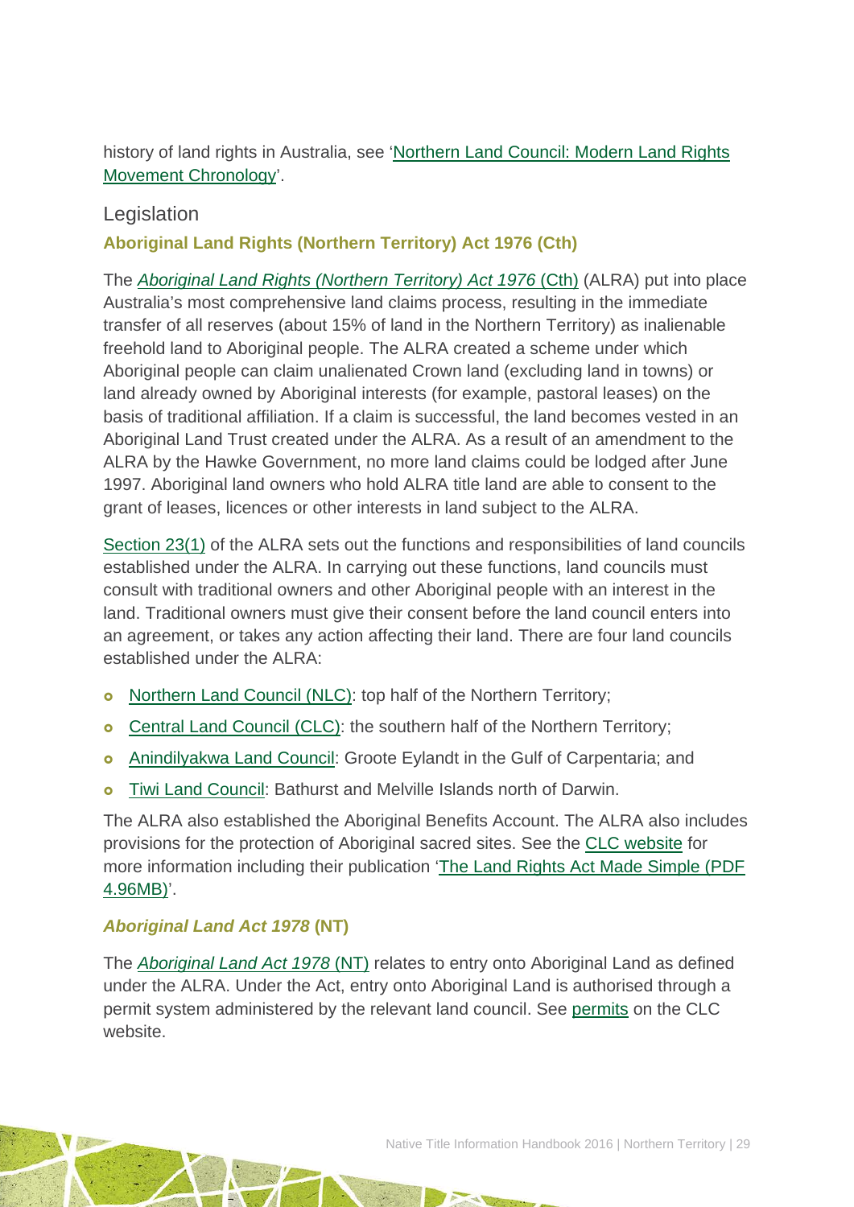history of land rights in Australia, see 'Northern Land Council: Modern Land Rights Movement Chronology'.

## Legislation

### Aboriginal Land Rights (Northern Territory) Act 1976 (Cth)

The *Aboriginal Land Rights (Northern Territory) Act 1976* (Cth) (ALRA) put into place Australia's most comprehensive land claims process, resulting in the immediate transfer of all reserves (about 15% of land in the Northern Territory) as inalienable freehold land to Aboriginal people. The ALRA created a scheme under which Aboriginal people can claim unalienated Crown land (excluding land in towns) or land already owned by Aboriginal interests (for example, pastoral leases) on the basis of traditional affiliation. If a claim is successful, the land becomes vested in an Aboriginal Land Trust created under the ALRA. As a result of an amendment to the ALRA by the Hawke Government, no more land claims could be lodged after June 1997. Aboriginal land owners who hold ALRA title land are able to consent to the grant of leases, licences or other interests in land subject to the ALRA.

Section 23(1) of the ALRA sets out the functions and responsibilities of land councils established under the ALRA. In carrying out these functions, land councils must consult with traditional owners and other Aboriginal people with an interest in the land. Traditional owners must give their consent before the land council enters into an agreement, or takes any action affecting their land. There are four land councils established under the ALRA:

- Northern Land Council (NLC): top half of the Northern Territory;
- Central Land Council (CLC): the southern half of the Northern Territory;
- Anindilyakwa Land Council: Groote Eylandt in the Gulf of Carpentaria; and
- Tiwi Land Council: Bathurst and Melville Islands north of Darwin.

The ALRA also established the Aboriginal Benefits Account. The ALRA also includes provisions for the protection of Aboriginal sacred sites. See the CLC website for more information including their publication 'The Land Rights Act Made Simple (PDF 4.96MB)'.

### *Aboriginal Land Act 1978* (NT)

The *Aboriginal Land Act 1978* (NT) relates to entry onto Aboriginal Land as defined under the ALRA. Under the Act, entry onto Aboriginal Land is authorised through a permit system administered by the relevant land council. See permits on the CLC website.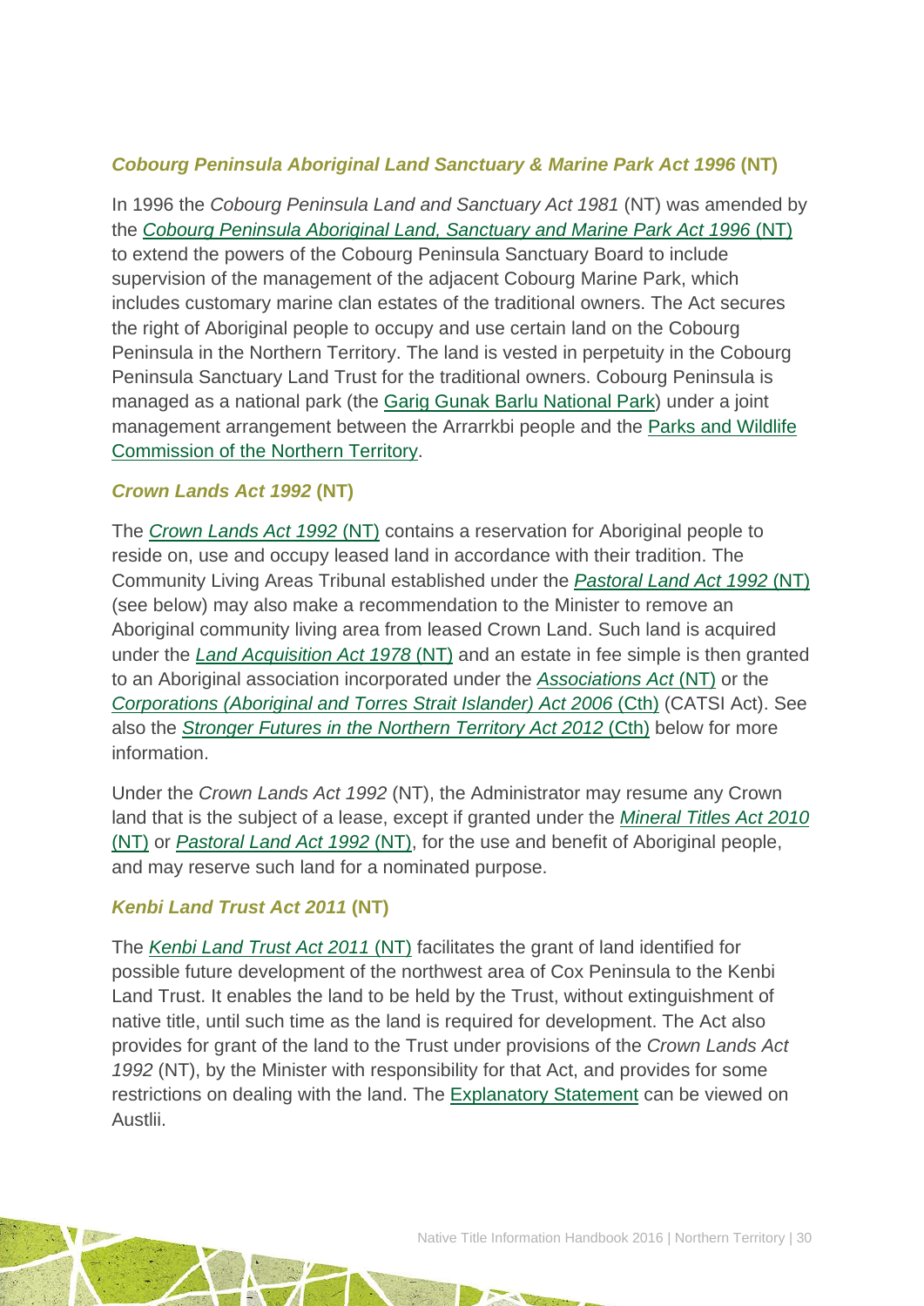### *Cobourg Peninsula Aboriginal Land Sanctuary & Marine Park Act 1996* (NT)

In 1996 the *Cobourg Peninsula Land and Sanctuary Act 1981* (NT) was amended by the *Cobourg Peninsula Aboriginal Land, Sanctuary and Marine Park Act 1996* (NT) to extend the powers of the Cobourg Peninsula Sanctuary Board to include supervision of the management of the adjacent Cobourg Marine Park, which includes customary marine clan estates of the traditional owners. The Act secures the right of Aboriginal people to occupy and use certain land on the Cobourg Peninsula in the Northern Territory. The land is vested in perpetuity in the Cobourg Peninsula Sanctuary Land Trust for the traditional owners. Cobourg Peninsula is managed as a national park (the Garig Gunak Barlu National Park) under a joint management arrangement between the Arrarrkbi people and the Parks and Wildlife Commission of the Northern Territory.

### *Crown Lands Act 1992* (NT)

The *Crown Lands Act 1992* (NT) contains a reservation for Aboriginal people to reside on, use and occupy leased land in accordance with their tradition. The Community Living Areas Tribunal established under the *Pastoral Land Act 1992* (NT) (see below) may also make a recommendation to the Minister to remove an Aboriginal community living area from leased Crown Land. Such land is acquired under the *Land Acquisition Act 1978* (NT) and an estate in fee simple is then granted to an Aboriginal association incorporated under the *Associations Act* (NT) or the *Corporations (Aboriginal and Torres Strait Islander) Act 2006* (Cth) (CATSI Act). See also the *Stronger Futures in the Northern Territory Act 2012* (Cth) below for more information.

Under the *Crown Lands Act 1992* (NT), the Administrator may resume any Crown land that is the subject of a lease, except if granted under the *Mineral Titles Act 2010* (NT) or *Pastoral Land Act 1992* (NT), for the use and benefit of Aboriginal people, and may reserve such land for a nominated purpose.

### *Kenbi Land Trust Act 2011* (NT)

The *Kenbi Land Trust Act 2011* (NT) facilitates the grant of land identified for possible future development of the northwest area of Cox Peninsula to the Kenbi Land Trust. It enables the land to be held by the Trust, without extinguishment of native title, until such time as the land is required for development. The Act also provides for grant of the land to the Trust under provisions of the *Crown Lands Act 1992* (NT), by the Minister with responsibility for that Act, and provides for some restrictions on dealing with the land. The Explanatory Statement can be viewed on Austlii.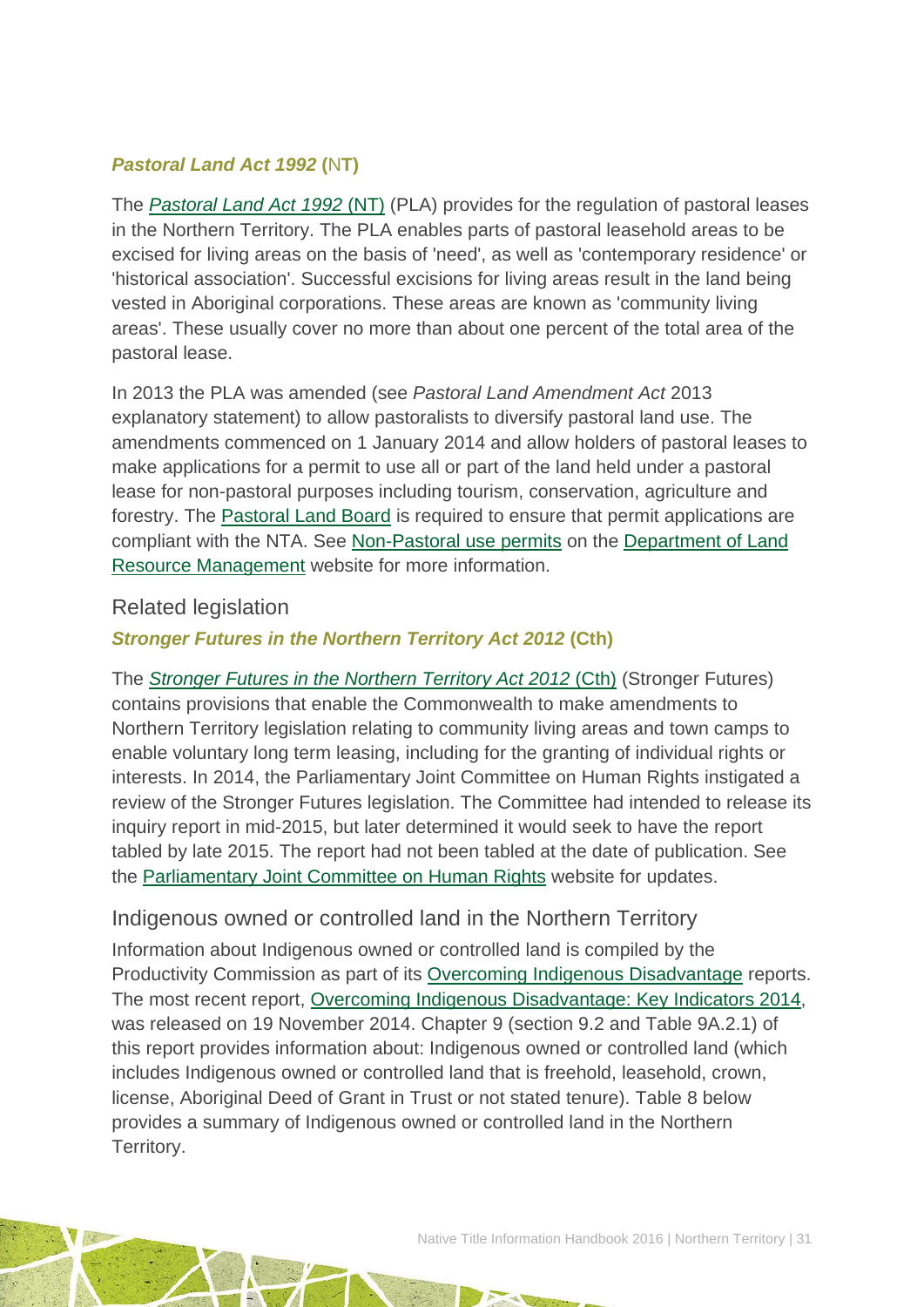### *Pastoral Land Act 1992* (NT)

The *Pastoral Land Act 1992* (NT) (PLA) provides for the regulation of pastoral leases in the Northern Territory. The PLA enables parts of pastoral leasehold areas to be excised for living areas on the basis of 'need', as well as 'contemporary residence' or 'historical association'. Successful excisions for living areas result in the land being vested in Aboriginal corporations. These areas are known as 'community living areas'. These usually cover no more than about one percent of the total area of the pastoral lease.

In 2013 the PLA was amended (see *Pastoral Land Amendment Act* 2013 explanatory statement) to allow pastoralists to diversify pastoral land use. The amendments commenced on 1 January 2014 and allow holders of pastoral leases to make applications for a permit to use all or part of the land held under a pastoral lease for non-pastoral purposes including tourism, conservation, agriculture and forestry. The Pastoral Land Board is required to ensure that permit applications are compliant with the NTA. See Non-Pastoral use permits on the Department of Land Resource Management website for more information.

## Related legislation

### *Stronger Futures in the Northern Territory Act 2012* (Cth)

The *Stronger Futures in the Northern Territory Act 2012* (Cth) (Stronger Futures) contains provisions that enable the Commonwealth to make amendments to Northern Territory legislation relating to community living areas and town camps to enable voluntary long term leasing, including for the granting of individual rights or interests. In 2014, the Parliamentary Joint Committee on Human Rights instigated a review of the Stronger Futures legislation. The Committee had intended to release its inquiry report in mid-2015, but later determined it would seek to have the report tabled by late 2015. The report had not been tabled at the date of publication. See the Parliamentary Joint Committee on Human Rights website for updates.

## Indigenous owned or controlled land in the Northern Territory

Information about Indigenous owned or controlled land is compiled by the Productivity Commission as part of its Overcoming Indigenous Disadvantage reports. The most recent report, Overcoming Indigenous Disadvantage: Key Indicators 2014, was released on 19 November 2014. Chapter 9 (section 9.2 and Table 9A.2.1) of this report provides information about: Indigenous owned or controlled land (which includes Indigenous owned or controlled land that is freehold, leasehold, crown, license, Aboriginal Deed of Grant in Trust or not stated tenure). Table 8 below provides a summary of Indigenous owned or controlled land in the Northern Territory.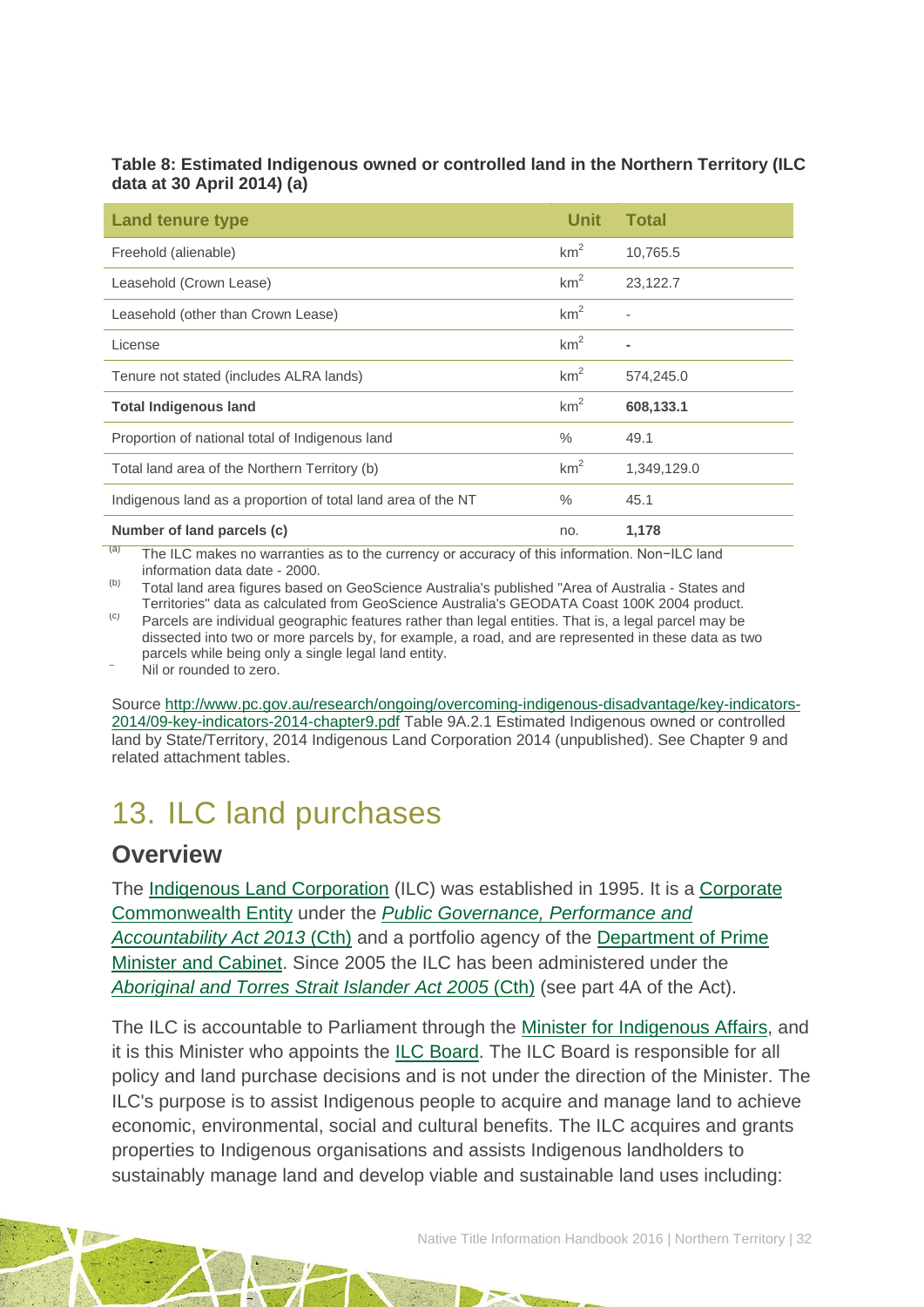**Table 8: Estimated Indigenous owned or controlled land in the Northern Territory (ILC data at 30 April 2014) (a)**

| Land tenure type | Unit | Total |
|---|---|---|
| Freehold (alienable) | $km^2$ | 10,765.5 |
| Leasehold (Crown Lease) | $km^2$ | 23,122.7 |
| Leasehold (other than Crown Lease) | $km^2$ | - |
| License | $km^2$ | - |
| Tenure not stated (includes ALRA lands) | $km^2$ | 574,245.0 |
| **Total Indigenous land** | $km^2$ | **608,133.1** |
| Proportion of national total of Indigenous land | % | 49.1 |
| Total land area of the Northern Territory (b) | $km^2$ | 1,349,129.0 |
| Indigenous land as a proportion of total land area of the NT | % | 45.1 |
| **Number of land parcels (c)** | no. | **1,178** |

(a) The ILC makes no warranties as to the currency or accuracy of this information. Non−ILC land information data date - 2000.

(b) Total land area figures based on GeoScience Australia's published "Area of Australia - States and Territories" data as calculated from GeoScience Australia's GEODATA Coast 100K 2004 product.

(c) Parcels are individual geographic features rather than legal entities. That is, a legal parcel may be dissected into two or more parcels by, for example, a road, and are represented in these data as two parcels while being only a single legal land entity.

– Nil or rounded to zero.

Source http://www.pc.gov.au/research/ongoing/overcoming-indigenous-disadvantage/key-indicators-2014/09-key-indicators-2014-chapter9.pdf Table 9A.2.1 Estimated Indigenous owned or controlled land by State/Territory, 2014 Indigenous Land Corporation 2014 (unpublished). See Chapter 9 and related attachment tables.

# 13. ILC land purchases

## Overview

The Indigenous Land Corporation (ILC) was established in 1995. It is a Corporate Commonwealth Entity under the *Public Governance, Performance and Accountability Act 2013* (Cth) and a portfolio agency of the Department of Prime Minister and Cabinet. Since 2005 the ILC has been administered under the *Aboriginal and Torres Strait Islander Act 2005* (Cth) (see part 4A of the Act).

The ILC is accountable to Parliament through the Minister for Indigenous Affairs, and it is this Minister who appoints the ILC Board. The ILC Board is responsible for all policy and land purchase decisions and is not under the direction of the Minister. The ILC's purpose is to assist Indigenous people to acquire and manage land to achieve economic, environmental, social and cultural benefits. The ILC acquires and grants properties to Indigenous organisations and assists Indigenous landholders to sustainably manage land and develop viable and sustainable land uses including: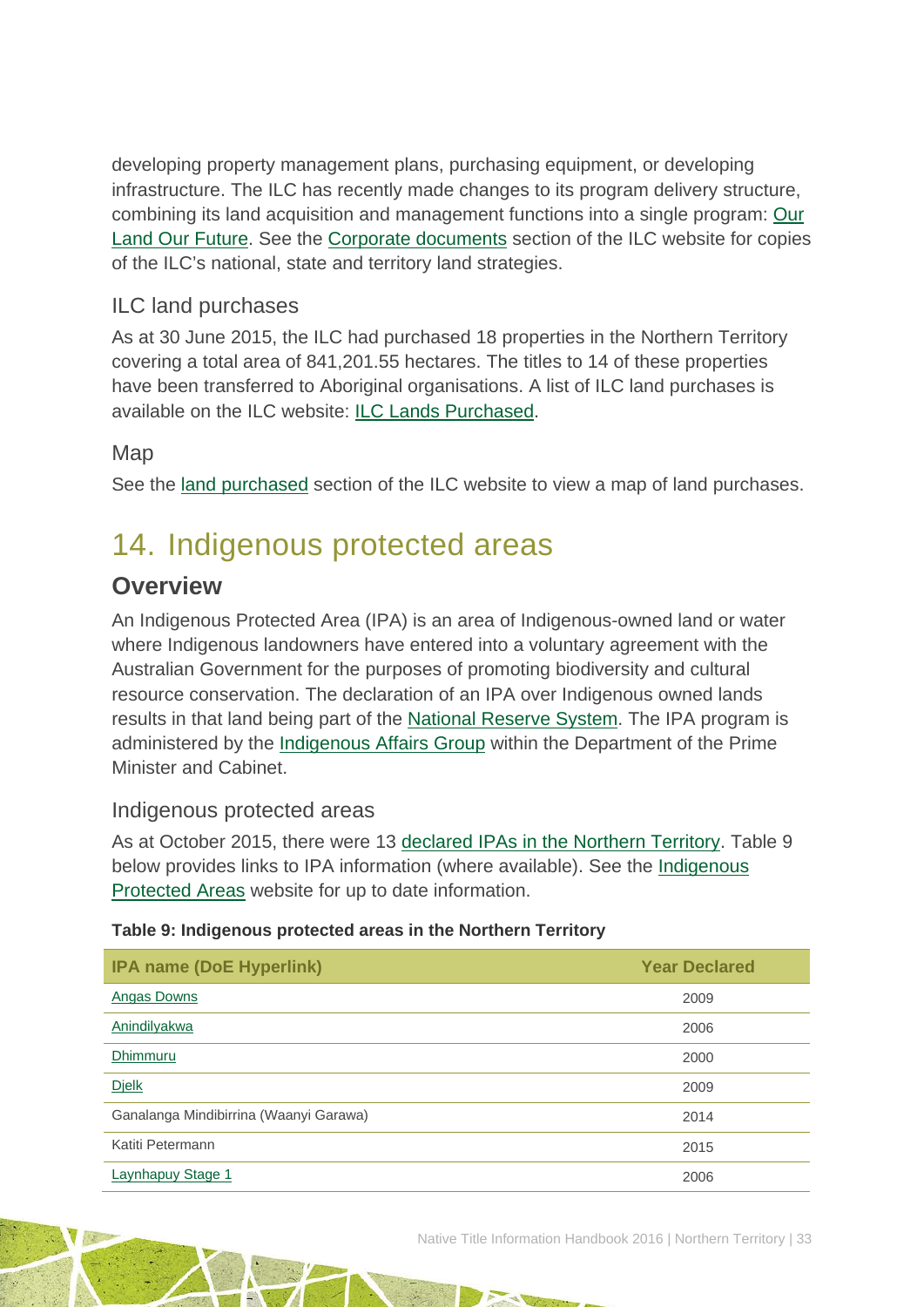developing property management plans, purchasing equipment, or developing infrastructure. The ILC has recently made changes to its program delivery structure, combining its land acquisition and management functions into a single program: Our Land Our Future. See the Corporate documents section of the ILC website for copies of the ILC's national, state and territory land strategies.

### ILC land purchases

As at 30 June 2015, the ILC had purchased 18 properties in the Northern Territory covering a total area of 841,201.55 hectares. The titles to 14 of these properties have been transferred to Aboriginal organisations. A list of ILC land purchases is available on the ILC website: ILC Lands Purchased.

### Map

See the land purchased section of the ILC website to view a map of land purchases.

# 14. Indigenous protected areas

## Overview

An Indigenous Protected Area (IPA) is an area of Indigenous-owned land or water where Indigenous landowners have entered into a voluntary agreement with the Australian Government for the purposes of promoting biodiversity and cultural resource conservation. The declaration of an IPA over Indigenous owned lands results in that land being part of the National Reserve System. The IPA program is administered by the Indigenous Affairs Group within the Department of the Prime Minister and Cabinet.

### Indigenous protected areas

As at October 2015, there were 13 declared IPAs in the Northern Territory. Table 9 below provides links to IPA information (where available). See the Indigenous Protected Areas website for up to date information.

**Table 9: Indigenous protected areas in the Northern Territory**

| IPA name (DoE Hyperlink) | Year Declared |
|---|---|
| Angas Downs | 2009 |
| Anindilyakwa | 2006 |
| Dhimmuru | 2000 |
| Djelk | 2009 |
| Ganalanga Mindibirrina (Waanyi Garawa) | 2014 |
| Katiti Petermann | 2015 |
| Laynhapuy Stage 1 | 2006 |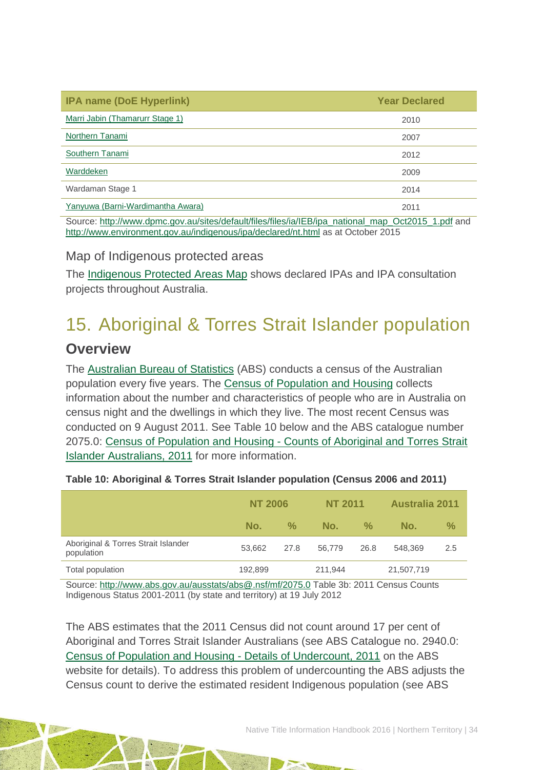| IPA name (DoE Hyperlink) | Year Declared |
| --- | --- |
| Marri Jabin (Thamarurr Stage 1) | 2010 |
| Northern Tanami | 2007 |
| Southern Tanami | 2012 |
| Warddeken | 2009 |
| Wardaman Stage 1 | 2014 |
| Yanyuwa (Barni-Wardimantha Awara) | 2011 |

Source: http://www.dpmc.gov.au/sites/default/files/files/ia/IEB/ipa_national_map_Oct2015_1.pdf and http://www.environment.gov.au/indigenous/ipa/declared/nt.html as at October 2015

### Map of Indigenous protected areas

The Indigenous Protected Areas Map shows declared IPAs and IPA consultation projects throughout Australia.

# 15. Aboriginal & Torres Strait Islander population

## Overview

The Australian Bureau of Statistics (ABS) conducts a census of the Australian population every five years. The Census of Population and Housing collects information about the number and characteristics of people who are in Australia on census night and the dwellings in which they live. The most recent Census was conducted on 9 August 2011. See Table 10 below and the ABS catalogue number 2075.0: Census of Population and Housing - Counts of Aboriginal and Torres Strait Islander Australians, 2011 for more information.

**Table 10: Aboriginal & Torres Strait Islander population (Census 2006 and 2011)**

| | NT 2006 | | NT 2011 | | Australia 2011 | |
| --- | --- | --- | --- | --- | --- | --- |
| | No. | % | No. | % | No. | % |
| Aboriginal & Torres Strait Islander population | 53,662 | 27.8 | 56,779 | 26.8 | 548,369 | 2.5 |
| Total population | 192,899 | | 211,944 | | 21,507,719 | |

Source: http://www.abs.gov.au/ausstats/abs@.nsf/mf/2075.0 Table 3b: 2011 Census Counts Indigenous Status 2001-2011 (by state and territory) at 19 July 2012

The ABS estimates that the 2011 Census did not count around 17 per cent of Aboriginal and Torres Strait Islander Australians (see ABS Catalogue no. 2940.0: Census of Population and Housing - Details of Undercount, 2011 on the ABS website for details). To address this problem of undercounting the ABS adjusts the Census count to derive the estimated resident Indigenous population (see ABS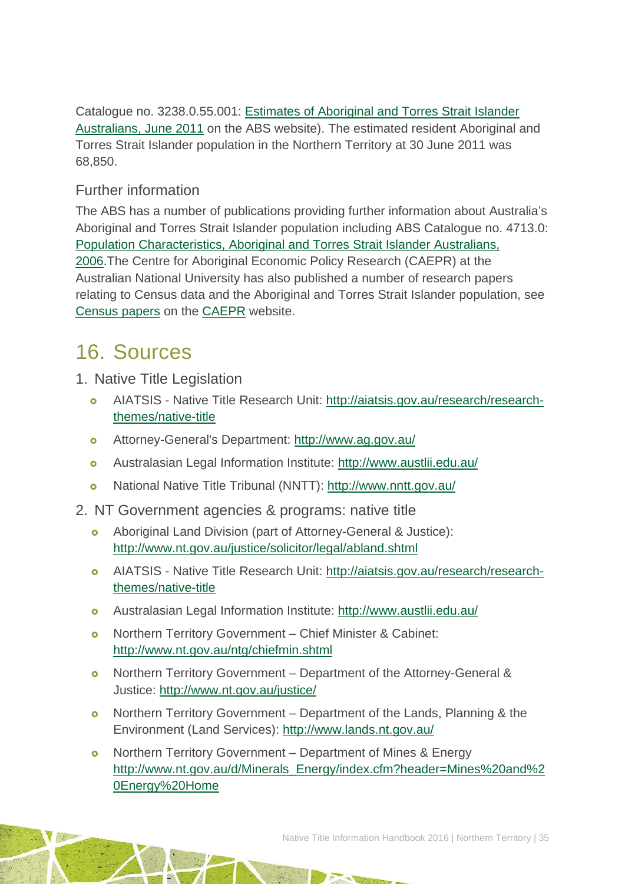Catalogue no. 3238.0.55.001: Estimates of Aboriginal and Torres Strait Islander Australians, June 2011 on the ABS website). The estimated resident Aboriginal and Torres Strait Islander population in the Northern Territory at 30 June 2011 was 68,850.

### Further information

The ABS has a number of publications providing further information about Australia's Aboriginal and Torres Strait Islander population including ABS Catalogue no. 4713.0: Population Characteristics, Aboriginal and Torres Strait Islander Australians, 2006.The Centre for Aboriginal Economic Policy Research (CAEPR) at the Australian National University has also published a number of research papers relating to Census data and the Aboriginal and Torres Strait Islander population, see Census papers on the CAEPR website.

## 16. Sources

1. Native Title Legislation
   - AIATSIS - Native Title Research Unit: http://aiatsis.gov.au/research/research-themes/native-title
   - Attorney-General's Department: http://www.ag.gov.au/
   - Australasian Legal Information Institute: http://www.austlii.edu.au/
   - National Native Title Tribunal (NNTT): http://www.nntt.gov.au/
2. NT Government agencies & programs: native title
   - Aboriginal Land Division (part of Attorney-General & Justice): http://www.nt.gov.au/justice/solicitor/legal/abland.shtml
   - AIATSIS - Native Title Research Unit: http://aiatsis.gov.au/research/research-themes/native-title
   - Australasian Legal Information Institute: http://www.austlii.edu.au/
   - Northern Territory Government – Chief Minister & Cabinet: http://www.nt.gov.au/ntg/chiefmin.shtml
   - Northern Territory Government – Department of the Attorney-General & Justice: http://www.nt.gov.au/justice/
   - Northern Territory Government – Department of the Lands, Planning & the Environment (Land Services): http://www.lands.nt.gov.au/
   - Northern Territory Government – Department of Mines & Energy http://www.nt.gov.au/d/Minerals_Energy/index.cfm?header=Mines%20and%20Energy%20Home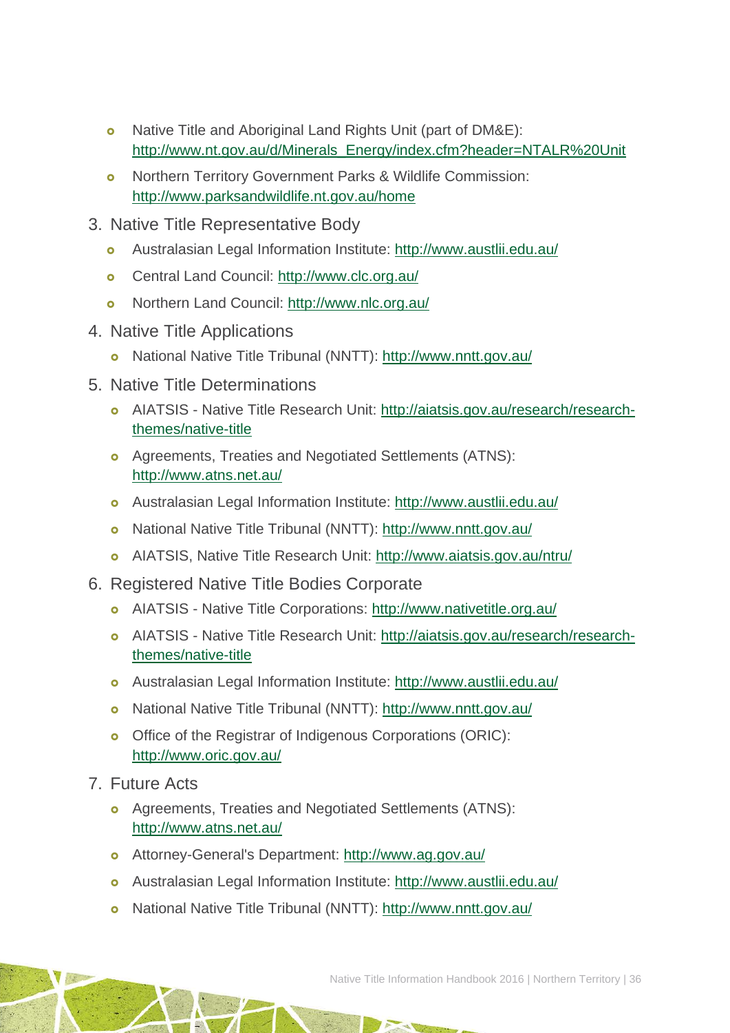- Native Title and Aboriginal Land Rights Unit (part of DM&E): http://www.nt.gov.au/d/Minerals_Energy/index.cfm?header=NTALR%20Unit
- Northern Territory Government Parks & Wildlife Commission: http://www.parksandwildlife.nt.gov.au/home

3. Native Title Representative Body
   - Australasian Legal Information Institute: http://www.austlii.edu.au/
   - Central Land Council: http://www.clc.org.au/
   - Northern Land Council: http://www.nlc.org.au/
4. Native Title Applications
   - National Native Title Tribunal (NNTT): http://www.nntt.gov.au/
5. Native Title Determinations
   - AIATSIS - Native Title Research Unit: http://aiatsis.gov.au/research/research-themes/native-title
   - Agreements, Treaties and Negotiated Settlements (ATNS): http://www.atns.net.au/
   - Australasian Legal Information Institute: http://www.austlii.edu.au/
   - National Native Title Tribunal (NNTT): http://www.nntt.gov.au/
   - AIATSIS, Native Title Research Unit: http://www.aiatsis.gov.au/ntru/
6. Registered Native Title Bodies Corporate
   - AIATSIS - Native Title Corporations: http://www.nativetitle.org.au/
   - AIATSIS - Native Title Research Unit: http://aiatsis.gov.au/research/research-themes/native-title
   - Australasian Legal Information Institute: http://www.austlii.edu.au/
   - National Native Title Tribunal (NNTT): http://www.nntt.gov.au/
   - Office of the Registrar of Indigenous Corporations (ORIC): http://www.oric.gov.au/
7. Future Acts
   - Agreements, Treaties and Negotiated Settlements (ATNS): http://www.atns.net.au/
   - Attorney-General's Department: http://www.ag.gov.au/
   - Australasian Legal Information Institute: http://www.austlii.edu.au/
   - National Native Title Tribunal (NNTT): http://www.nntt.gov.au/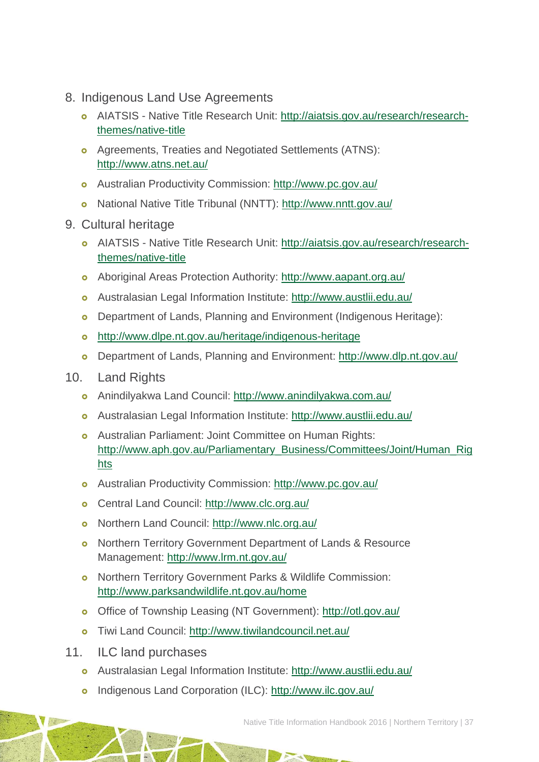8. Indigenous Land Use Agreements
    - AIATSIS - Native Title Research Unit: http://aiatsis.gov.au/research/research-themes/native-title
    - Agreements, Treaties and Negotiated Settlements (ATNS): http://www.atns.net.au/
    - Australian Productivity Commission: http://www.pc.gov.au/
    - National Native Title Tribunal (NNTT): http://www.nntt.gov.au/
9. Cultural heritage
    - AIATSIS - Native Title Research Unit: http://aiatsis.gov.au/research/research-themes/native-title
    - Aboriginal Areas Protection Authority: http://www.aapant.org.au/
    - Australasian Legal Information Institute: http://www.austlii.edu.au/
    - Department of Lands, Planning and Environment (Indigenous Heritage):
    - http://www.dlpe.nt.gov.au/heritage/indigenous-heritage
    - Department of Lands, Planning and Environment: http://www.dlp.nt.gov.au/
10. Land Rights
    - Anindilyakwa Land Council: http://www.anindilyakwa.com.au/
    - Australasian Legal Information Institute: http://www.austlii.edu.au/
    - Australian Parliament: Joint Committee on Human Rights: http://www.aph.gov.au/Parliamentary_Business/Committees/Joint/Human_Rights
    - Australian Productivity Commission: http://www.pc.gov.au/
    - Central Land Council: http://www.clc.org.au/
    - Northern Land Council: http://www.nlc.org.au/
    - Northern Territory Government Department of Lands & Resource Management: http://www.lrm.nt.gov.au/
    - Northern Territory Government Parks & Wildlife Commission: http://www.parksandwildlife.nt.gov.au/home
    - Office of Township Leasing (NT Government): http://otl.gov.au/
    - Tiwi Land Council: http://www.tiwilandcouncil.net.au/
11. ILC land purchases
    - Australasian Legal Information Institute: http://www.austlii.edu.au/
    - Indigenous Land Corporation (ILC): http://www.ilc.gov.au/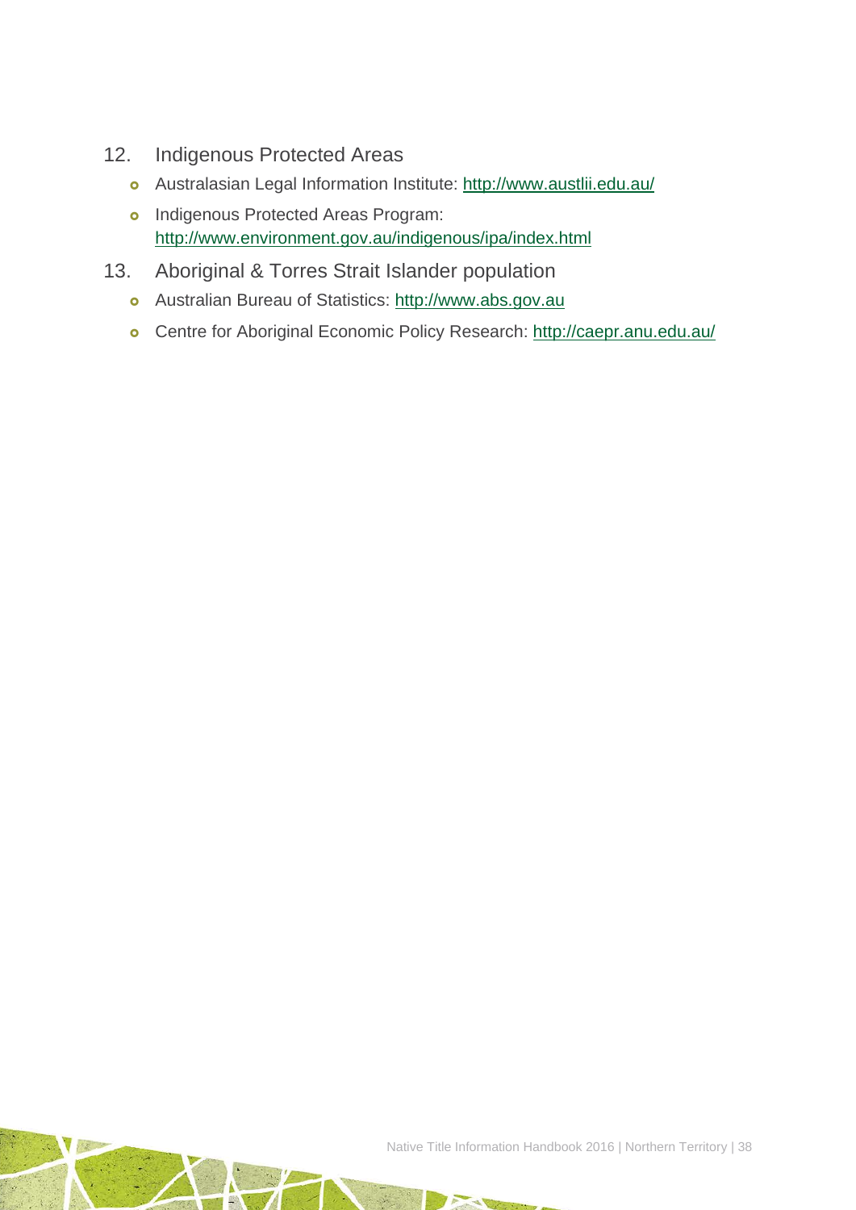12. Indigenous Protected Areas
    - Australasian Legal Information Institute: http://www.austlii.edu.au/
    - Indigenous Protected Areas Program: http://www.environment.gov.au/indigenous/ipa/index.html
13. Aboriginal & Torres Strait Islander population
    - Australian Bureau of Statistics: http://www.abs.gov.au
    - Centre for Aboriginal Economic Policy Research: http://caepr.anu.edu.au/